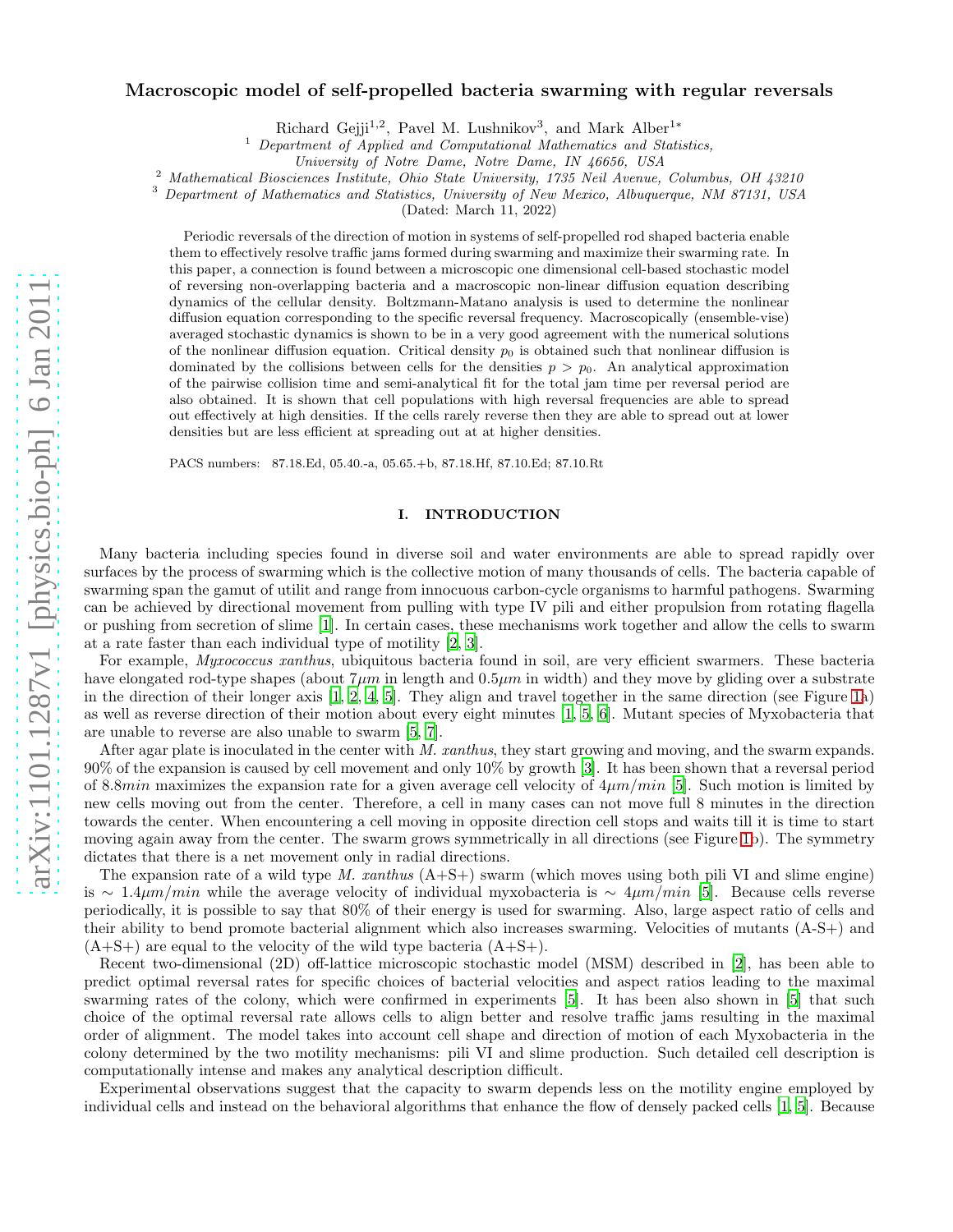# Macroscopic model of self-propelled bacteria swarming with regular reversals

Richard Gejji[1,2], Pavel M. Lushnikov[3], and Mark Alber[1*]

[1] *Department of Applied and Computational Mathematics and Statistics, University of Notre Dame, Notre Dame, IN 46656, USA*

[2] *Mathematical Biosciences Institute, Ohio State University, 1735 Neil Avenue, Columbus, OH 43210*

[3] *Department of Mathematics and Statistics, University of New Mexico, Albuquerque, NM 87131, USA*

(Dated: March 11, 2022)

Periodic reversals of the direction of motion in systems of self-propelled rod shaped bacteria enable them to effectively resolve traffic jams formed during swarming and maximize their swarming rate. In this paper, a connection is found between a microscopic one dimensional cell-based stochastic model of reversing non-overlapping bacteria and a macroscopic non-linear diffusion equation describing dynamics of the cellular density. Boltzmann-Matano analysis is used to determine the nonlinear diffusion equation corresponding to the specific reversal frequency. Macroscopically (ensemble-vise) averaged stochastic dynamics is shown to be in a very good agreement with the numerical solutions of the nonlinear diffusion equation. Critical density $p_0$ is obtained such that nonlinear diffusion is dominated by the collisions between cells for the densities $p > p_0$. An analytical approximation of the pairwise collision time and semi-analytical fit for the total jam time per reversal period are also obtained. It is shown that cell populations with high reversal frequencies are able to spread out effectively at high densities. If the cells rarely reverse then they are able to spread out at lower densities but are less efficient at spreading out at at higher densities.

PACS numbers: 87.18.Ed, 05.40.-a, 05.65.+b, 87.18.Hf, 87.10.Ed; 87.10.Rt

## I. INTRODUCTION

Many bacteria including species found in diverse soil and water environments are able to spread rapidly over surfaces by the process of swarming which is the collective motion of many thousands of cells. The bacteria capable of swarming span the gamut of utilit and range from innocuous carbon-cycle organisms to harmful pathogens. Swarming can be achieved by directional movement from pulling with type IV pili and either propulsion from rotating flagella or pushing from secretion of slime [1]. In certain cases, these mechanisms work together and allow the cells to swarm at a rate faster than each individual type of motility [2, 3].

For example, *Myxococcus xanthus*, ubiquitous bacteria found in soil, are very efficient swarmers. These bacteria have elongated rod-type shapes (about $7\mu m$ in length and $0.5\mu m$ in width) and they move by gliding over a substrate in the direction of their longer axis [1, 2, 4, 5]. They align and travel together in the same direction (see Figure 1a) as well as reverse direction of their motion about every eight minutes [1, 5, 6]. Mutant species of Myxobacteria that are unable to reverse are also unable to swarm [5, 7].

After agar plate is inoculated in the center with *M. xanthus*, they start growing and moving, and the swarm expands. 90% of the expansion is caused by cell movement and only 10% by growth [3]. It has been shown that a reversal period of $8.8min$ maximizes the expansion rate for a given average cell velocity of $4\mu m/min$ [5]. Such motion is limited by new cells moving out from the center. Therefore, a cell in many cases can not move full 8 minutes in the direction towards the center. When encountering a cell moving in opposite direction cell stops and waits till it is time to start moving again away from the center. The swarm grows symmetrically in all directions (see Figure 1b). The symmetry dictates that there is a net movement only in radial directions.

The expansion rate of a wild type *M. xanthus* (A+S+) swarm (which moves using both pili VI and slime engine) is $\sim 1.4\mu m/min$ while the average velocity of individual myxobacteria is $\sim 4\mu m/min$ [5]. Because cells reverse periodically, it is possible to say that 80% of their energy is used for swarming. Also, large aspect ratio of cells and their ability to bend promote bacterial alignment which also increases swarming. Velocities of mutants (A-S+) and (A+S+) are equal to the velocity of the wild type bacteria (A+S+).

Recent two-dimensional (2D) off-lattice microscopic stochastic model (MSM) described in [2], has been able to predict optimal reversal rates for specific choices of bacterial velocities and aspect ratios leading to the maximal swarming rates of the colony, which were confirmed in experiments [5]. It has been also shown in [5] that such choice of the optimal reversal rate allows cells to align better and resolve traffic jams resulting in the maximal order of alignment. The model takes into account cell shape and direction of motion of each Myxobacteria in the colony determined by the two motility mechanisms: pili VI and slime production. Such detailed cell description is computationally intense and makes any analytical description difficult.

Experimental observations suggest that the capacity to swarm depends less on the motility engine employed by individual cells and instead on the behavioral algorithms that enhance the flow of densely packed cells [1, 5]. Because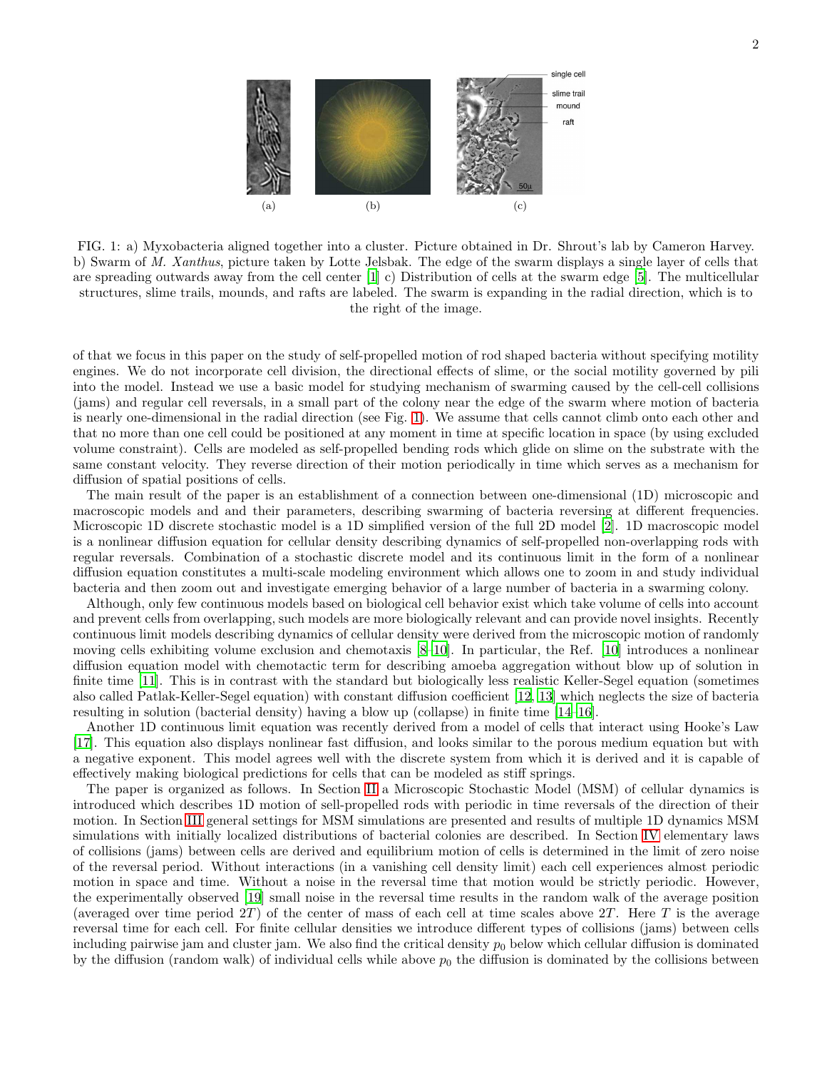FIG. 1: a) Myxobacteria aligned together into a cluster. Picture obtained in Dr. Shrout's lab by Cameron Harvey. b) Swarm of *M. Xanthus*, picture taken by Lotte Jelsbak. The edge of the swarm displays a single layer of cells that are spreading outwards away from the cell center [1] c) Distribution of cells at the swarm edge [5]. The multicellular structures, slime trails, mounds, and rafts are labeled. The swarm is expanding in the radial direction, which is to the right of the image.

of that we focus in this paper on the study of self-propelled motion of rod shaped bacteria without specifying motility engines. We do not incorporate cell division, the directional effects of slime, or the social motility governed by pili into the model. Instead we use a basic model for studying mechanism of swarming caused by the cell-cell collisions (jams) and regular cell reversals, in a small part of the colony near the edge of the swarm where motion of bacteria is nearly one-dimensional in the radial direction (see Fig. 1). We assume that cells cannot climb onto each other and that no more than one cell could be positioned at any moment in time at specific location in space (by using excluded volume constraint). Cells are modeled as self-propelled bending rods which glide on slime on the substrate with the same constant velocity. They reverse direction of their motion periodically in time which serves as a mechanism for diffusion of spatial positions of cells.

The main result of the paper is an establishment of a connection between one-dimensional (1D) microscopic and macroscopic models and and their parameters, describing swarming of bacteria reversing at different frequencies. Microscopic 1D discrete stochastic model is a 1D simplified version of the full 2D model [2]. 1D macroscopic model is a nonlinear diffusion equation for cellular density describing dynamics of self-propelled non-overlapping rods with regular reversals. Combination of a stochastic discrete model and its continuous limit in the form of a nonlinear diffusion equation constitutes a multi-scale modeling environment which allows one to zoom in and study individual bacteria and then zoom out and investigate emerging behavior of a large number of bacteria in a swarming colony.

Although, only few continuous models based on biological cell behavior exist which take volume of cells into account and prevent cells from overlapping, such models are more biologically relevant and can provide novel insights. Recently continuous limit models describing dynamics of cellular density were derived from the microscopic motion of randomly moving cells exhibiting volume exclusion and chemotaxis [8–10]. In particular, the Ref. [10] introduces a nonlinear diffusion equation model with chemotactic term for describing amoeba aggregation without blow up of solution in finite time [11]. This is in contrast with the standard but biologically less realistic Keller-Segel equation (sometimes also called Patlak-Keller-Segel equation) with constant diffusion coefficient [12, 13] which neglects the size of bacteria resulting in solution (bacterial density) having a blow up (collapse) in finite time [14–16].

Another 1D continuous limit equation was recently derived from a model of cells that interact using Hooke's Law [17]. This equation also displays nonlinear fast diffusion, and looks similar to the porous medium equation but with a negative exponent. This model agrees well with the discrete system from which it is derived and it is capable of effectively making biological predictions for cells that can be modeled as stiff springs.

The paper is organized as follows. In Section II a Microscopic Stochastic Model (MSM) of cellular dynamics is introduced which describes 1D motion of sell-propelled rods with periodic in time reversals of the direction of their motion. In Section III general settings for MSM simulations are presented and results of multiple 1D dynamics MSM simulations with initially localized distributions of bacterial colonies are described. In Section IV elementary laws of collisions (jams) between cells are derived and equilibrium motion of cells is determined in the limit of zero noise of the reversal period. Without interactions (in a vanishing cell density limit) each cell experiences almost periodic motion in space and time. Without a noise in the reversal time that motion would be strictly periodic. However, the experimentally observed [19] small noise in the reversal time results in the random walk of the average position (averaged over time period $2T$) of the center of mass of each cell at time scales above $2T$. Here $T$ is the average reversal time for each cell. For finite cellular densities we introduce different types of collisions (jams) between cells including pairwise jam and cluster jam. We also find the critical density $p_0$ below which cellular diffusion is dominated by the diffusion (random walk) of individual cells while above $p_0$ the diffusion is dominated by the collisions between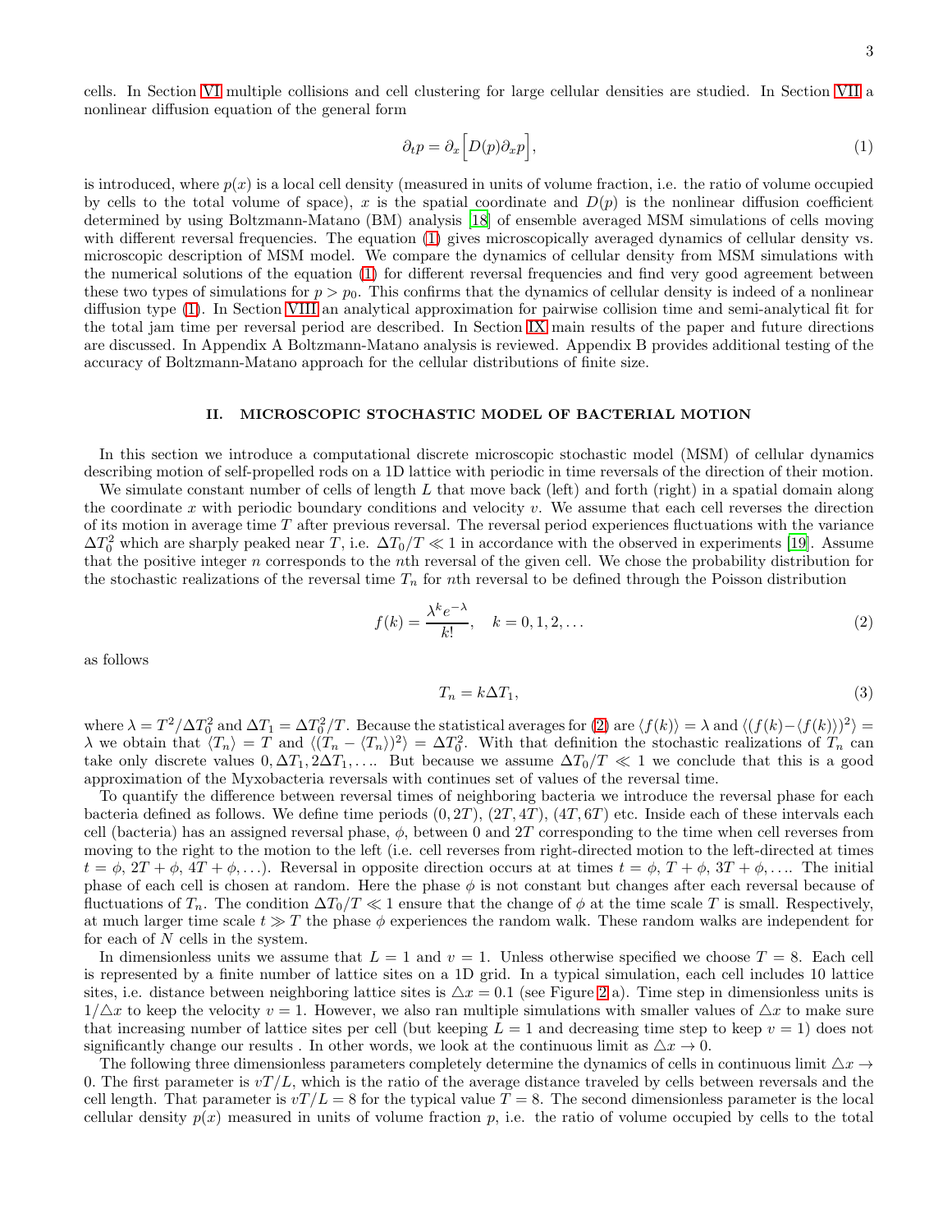cells. In Section VI multiple collisions and cell clustering for large cellular densities are studied. In Section VII a nonlinear diffusion equation of the general form

$$\partial_t p = \partial_x \Big[ D(p) \partial_x p \Big], \tag{1}$$

is introduced, where $p(x)$ is a local cell density (measured in units of volume fraction, i.e. the ratio of volume occupied by cells to the total volume of space), $x$ is the spatial coordinate and $D(p)$ is the nonlinear diffusion coefficient determined by using Boltzmann-Matano (BM) analysis [18] of ensemble averaged MSM simulations of cells moving with different reversal frequencies. The equation (1) gives microscopically averaged dynamics of cellular density vs. microscopic description of MSM model. We compare the dynamics of cellular density from MSM simulations with the numerical solutions of the equation (1) for different reversal frequencies and find very good agreement between these two types of simulations for $p > p_0$. This confirms that the dynamics of cellular density is indeed of a nonlinear diffusion type (1). In Section VIII an analytical approximation for pairwise collision time and semi-analytical fit for the total jam time per reversal period are described. In Section IX main results of the paper and future directions are discussed. In Appendix A Boltzmann-Matano analysis is reviewed. Appendix B provides additional testing of the accuracy of Boltzmann-Matano approach for the cellular distributions of finite size.

## II. MICROSCOPIC STOCHASTIC MODEL OF BACTERIAL MOTION

In this section we introduce a computational discrete microscopic stochastic model (MSM) of cellular dynamics describing motion of self-propelled rods on a 1D lattice with periodic in time reversals of the direction of their motion.

We simulate constant number of cells of length $L$ that move back (left) and forth (right) in a spatial domain along the coordinate $x$ with periodic boundary conditions and velocity $v$. We assume that each cell reverses the direction of its motion in average time $T$ after previous reversal. The reversal period experiences fluctuations with the variance $\Delta T_0^2$ which are sharply peaked near $T$, i.e. $\Delta T_0/T \ll 1$ in accordance with the observed in experiments [19]. Assume that the positive integer $n$ corresponds to the $n$th reversal of the given cell. We chose the probability distribution for the stochastic realizations of the reversal time $T_n$ for $n$th reversal to be defined through the Poisson distribution

$$f(k) = \frac{\lambda^k e^{-\lambda}}{k!}, \quad k = 0, 1, 2, \ldots \tag{2}$$

as follows

$$T_n = k \Delta T_1, \tag{3}$$

where $\lambda = T^2/\Delta T_0^2$ and $\Delta T_1 = \Delta T_0^2/T$. Because the statistical averages for (2) are $\langle f(k) \rangle = \lambda$ and $\langle (f(k) - \langle f(k) \rangle)^2 \rangle = \lambda$ we obtain that $\langle T_n \rangle = T$ and $\langle (T_n - \langle T_n \rangle)^2 \rangle = \Delta T_0^2$. With that definition the stochastic realizations of $T_n$ can take only discrete values $0, \Delta T_1, 2\Delta T_1, \ldots$. But because we assume $\Delta T_0/T \ll 1$ we conclude that this is a good approximation of the Myxobacteria reversals with continues set of values of the reversal time.

To quantify the difference between reversal times of neighboring bacteria we introduce the reversal phase for each bacteria defined as follows. We define time periods $(0, 2T)$, $(2T, 4T)$, $(4T, 6T)$ etc. Inside each of these intervals each cell (bacteria) has an assigned reversal phase, $\phi$, between 0 and $2T$ corresponding to the time when cell reverses from moving to the right to the motion to the left (i.e. cell reverses from right-directed motion to the left-directed at times $t = \phi$, $2T + \phi$, $4T + \phi, \ldots$). Reversal in opposite direction occurs at at times $t = \phi$, $T + \phi$, $3T + \phi, \ldots$. The initial phase of each cell is chosen at random. Here the phase $\phi$ is not constant but changes after each reversal because of fluctuations of $T_n$. The condition $\Delta T_0/T \ll 1$ ensure that the change of $\phi$ at the time scale $T$ is small. Respectively, at much larger time scale $t \gg T$ the phase $\phi$ experiences the random walk. These random walks are independent for for each of $N$ cells in the system.

In dimensionless units we assume that $L = 1$ and $v = 1$. Unless otherwise specified we choose $T = 8$. Each cell is represented by a finite number of lattice sites on a 1D grid. In a typical simulation, each cell includes 10 lattice sites, i.e. distance between neighboring lattice sites is $\triangle x = 0.1$ (see Figure 2a). Time step in dimensionless units is $1/\triangle x$ to keep the velocity $v = 1$. However, we also ran multiple simulations with smaller values of $\triangle x$ to make sure that increasing number of lattice sites per cell (but keeping $L = 1$ and decreasing time step to keep $v = 1$) does not significantly change our results . In other words, we look at the continuous limit as $\triangle x \to 0$.

The following three dimensionless parameters completely determine the dynamics of cells in continuous limit $\triangle x \to 0$. The first parameter is $vT/L$, which is the ratio of the average distance traveled by cells between reversals and the cell length. That parameter is $vT/L = 8$ for the typical value $T = 8$. The second dimensionless parameter is the local cellular density $p(x)$ measured in units of volume fraction $p$, i.e. the ratio of volume occupied by cells to the total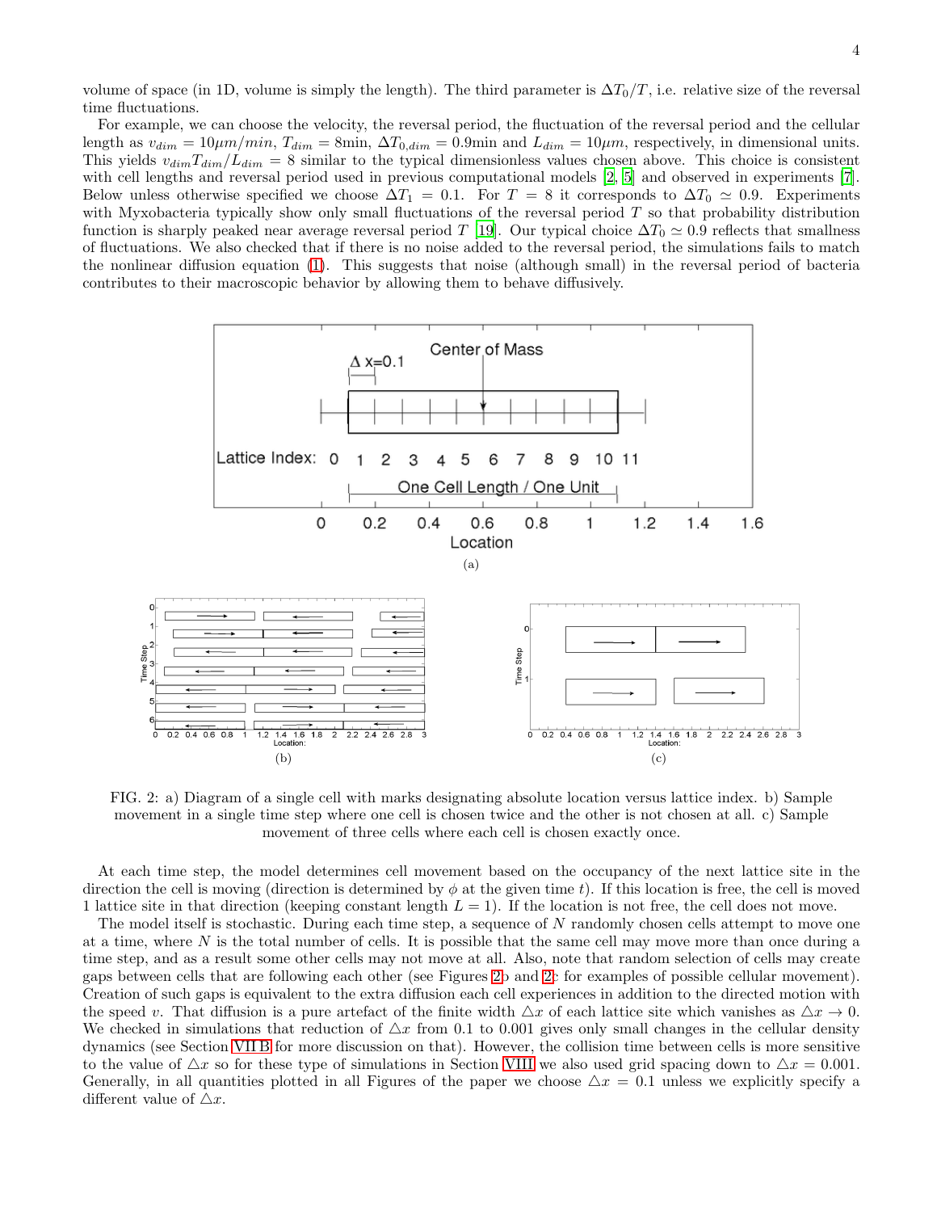volume of space (in 1D, volume is simply the length). The third parameter is $\Delta T_0/T$, i.e. relative size of the reversal time fluctuations.

For example, we can choose the velocity, the reversal period, the fluctuation of the reversal period and the cellular length as $v_{dim} = 10\mu m/min$, $T_{dim} = 8$min, $\Delta T_{0,dim} = 0.9$min and $L_{dim} = 10\mu m$, respectively, in dimensional units. This yields $v_{dim}T_{dim}/L_{dim} = 8$ similar to the typical dimensionless values chosen above. This choice is consistent with cell lengths and reversal period used in previous computational models [2, 5] and observed in experiments [7]. Below unless otherwise specified we choose $\Delta T_1 = 0.1$. For $T = 8$ it corresponds to $\Delta T_0 \simeq 0.9$. Experiments with Myxobacteria typically show only small fluctuations of the reversal period $T$ so that probability distribution function is sharply peaked near average reversal period $T$ [19]. Our typical choice $\Delta T_0 \simeq 0.9$ reflects that smallness of fluctuations. We also checked that if there is no noise added to the reversal period, the simulations fails to match the nonlinear diffusion equation (1). This suggests that noise (although small) in the reversal period of bacteria contributes to their macroscopic behavior by allowing them to behave diffusively.

FIG. 2: a) Diagram of a single cell with marks designating absolute location versus lattice index. b) Sample movement in a single time step where one cell is chosen twice and the other is not chosen at all. c) Sample movement of three cells where each cell is chosen exactly once.

At each time step, the model determines cell movement based on the occupancy of the next lattice site in the direction the cell is moving (direction is determined by $\phi$ at the given time $t$). If this location is free, the cell is moved 1 lattice site in that direction (keeping constant length $L = 1$). If the location is not free, the cell does not move.

The model itself is stochastic. During each time step, a sequence of $N$ randomly chosen cells attempt to move one at a time, where $N$ is the total number of cells. It is possible that the same cell may move more than once during a time step, and as a result some other cells may not move at all. Also, note that random selection of cells may create gaps between cells that are following each other (see Figures 2b and 2c for examples of possible cellular movement). Creation of such gaps is equivalent to the extra diffusion each cell experiences in addition to the directed motion with the speed $v$. That diffusion is a pure artefact of the finite width $\triangle x$ of each lattice site which vanishes as $\triangle x \to 0$. We checked in simulations that reduction of $\triangle x$ from 0.1 to 0.001 gives only small changes in the cellular density dynamics (see Section VII B for more discussion on that). However, the collision time between cells is more sensitive to the value of $\triangle x$ so for these type of simulations in Section VIII we also used grid spacing down to $\triangle x = 0.001$. Generally, in all quantities plotted in all Figures of the paper we choose $\triangle x = 0.1$ unless we explicitly specify a different value of $\triangle x$.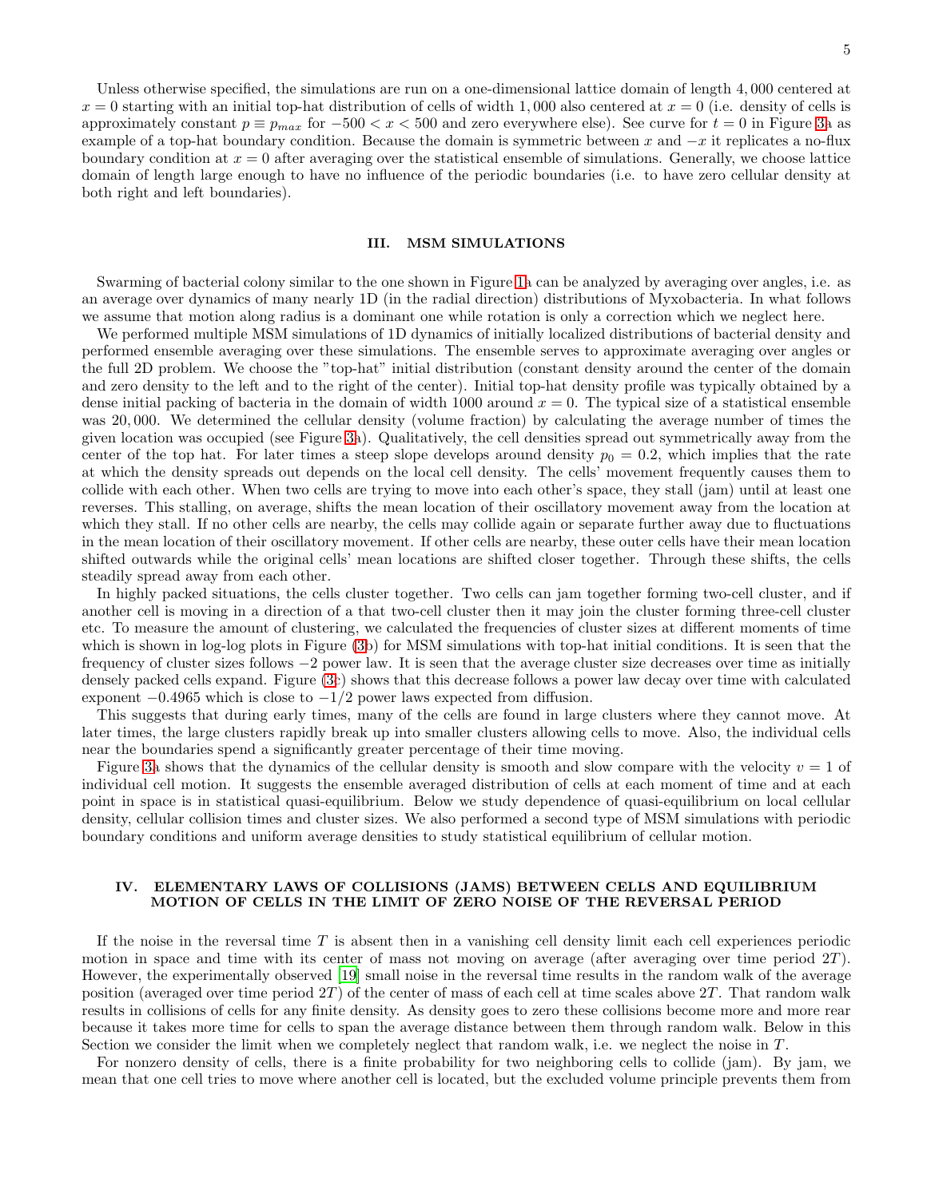Unless otherwise specified, the simulations are run on a one-dimensional lattice domain of length $4,000$ centered at $x = 0$ starting with an initial top-hat distribution of cells of width $1,000$ also centered at $x = 0$ (i.e. density of cells is approximately constant $p \equiv p_{max}$ for $-500 < x < 500$ and zero everywhere else). See curve for $t = 0$ in Figure 3a as example of a top-hat boundary condition. Because the domain is symmetric between $x$ and $-x$ it replicates a no-flux boundary condition at $x = 0$ after averaging over the statistical ensemble of simulations. Generally, we choose lattice domain of length large enough to have no influence of the periodic boundaries (i.e. to have zero cellular density at both right and left boundaries).

## III. MSM SIMULATIONS

Swarming of bacterial colony similar to the one shown in Figure 1a can be analyzed by averaging over angles, i.e. as an average over dynamics of many nearly 1D (in the radial direction) distributions of Myxobacteria. In what follows we assume that motion along radius is a dominant one while rotation is only a correction which we neglect here.

We performed multiple MSM simulations of 1D dynamics of initially localized distributions of bacterial density and performed ensemble averaging over these simulations. The ensemble serves to approximate averaging over angles or the full 2D problem. We choose the "top-hat" initial distribution (constant density around the center of the domain and zero density to the left and to the right of the center). Initial top-hat density profile was typically obtained by a dense initial packing of bacteria in the domain of width 1000 around $x = 0$. The typical size of a statistical ensemble was $20,000$. We determined the cellular density (volume fraction) by calculating the average number of times the given location was occupied (see Figure 3a). Qualitatively, the cell densities spread out symmetrically away from the center of the top hat. For later times a steep slope develops around density $p_0 = 0.2$, which implies that the rate at which the density spreads out depends on the local cell density. The cells' movement frequently causes them to collide with each other. When two cells are trying to move into each other's space, they stall (jam) until at least one reverses. This stalling, on average, shifts the mean location of their oscillatory movement away from the location at which they stall. If no other cells are nearby, the cells may collide again or separate further away due to fluctuations in the mean location of their oscillatory movement. If other cells are nearby, these outer cells have their mean location shifted outwards while the original cells' mean locations are shifted closer together. Through these shifts, the cells steadily spread away from each other.

In highly packed situations, the cells cluster together. Two cells can jam together forming two-cell cluster, and if another cell is moving in a direction of a that two-cell cluster then it may join the cluster forming three-cell cluster etc. To measure the amount of clustering, we calculated the frequencies of cluster sizes at different moments of time which is shown in log-log plots in Figure (3b) for MSM simulations with top-hat initial conditions. It is seen that the frequency of cluster sizes follows $-2$ power law. It is seen that the average cluster size decreases over time as initially densely packed cells expand. Figure (3c) shows that this decrease follows a power law decay over time with calculated exponent $-0.4965$ which is close to $-1/2$ power laws expected from diffusion.

This suggests that during early times, many of the cells are found in large clusters where they cannot move. At later times, the large clusters rapidly break up into smaller clusters allowing cells to move. Also, the individual cells near the boundaries spend a significantly greater percentage of their time moving.

Figure 3a shows that the dynamics of the cellular density is smooth and slow compare with the velocity $v = 1$ of individual cell motion. It suggests the ensemble averaged distribution of cells at each moment of time and at each point in space is in statistical quasi-equilibrium. Below we study dependence of quasi-equilibrium on local cellular density, cellular collision times and cluster sizes. We also performed a second type of MSM simulations with periodic boundary conditions and uniform average densities to study statistical equilibrium of cellular motion.

## IV. ELEMENTARY LAWS OF COLLISIONS (JAMS) BETWEEN CELLS AND EQUILIBRIUM MOTION OF CELLS IN THE LIMIT OF ZERO NOISE OF THE REVERSAL PERIOD

If the noise in the reversal time $T$ is absent then in a vanishing cell density limit each cell experiences periodic motion in space and time with its center of mass not moving on average (after averaging over time period $2T$). However, the experimentally observed [19] small noise in the reversal time results in the random walk of the average position (averaged over time period $2T$) of the center of mass of each cell at time scales above $2T$. That random walk results in collisions of cells for any finite density. As density goes to zero these collisions become more and more rear because it takes more time for cells to span the average distance between them through random walk. Below in this Section we consider the limit when we completely neglect that random walk, i.e. we neglect the noise in $T$.

For nonzero density of cells, there is a finite probability for two neighboring cells to collide (jam). By jam, we mean that one cell tries to move where another cell is located, but the excluded volume principle prevents them from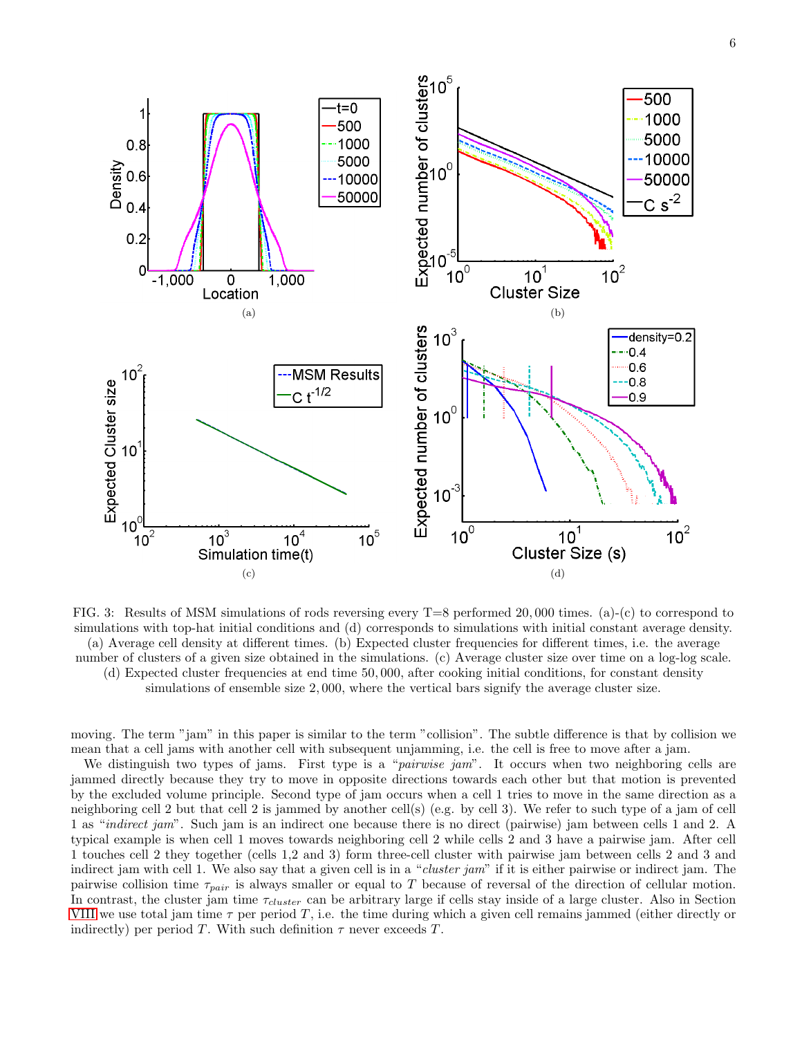FIG. 3: Results of MSM simulations of rods reversing every T=8 performed 20,000 times. (a)-(c) to correspond to simulations with top-hat initial conditions and (d) corresponds to simulations with initial constant average density. (a) Average cell density at different times. (b) Expected cluster frequencies for different times, i.e. the average number of clusters of a given size obtained in the simulations. (c) Average cluster size over time on a log-log scale. (d) Expected cluster frequencies at end time 50,000, after cooking initial conditions, for constant density simulations of ensemble size 2,000, where the vertical bars signify the average cluster size.

moving. The term "jam" in this paper is similar to the term "collision". The subtle difference is that by collision we mean that a cell jams with another cell with subsequent unjamming, i.e. the cell is free to move after a jam.

We distinguish two types of jams. First type is a "*pairwise jam*". It occurs when two neighboring cells are jammed directly because they try to move in opposite directions towards each other but that motion is prevented by the excluded volume principle. Second type of jam occurs when a cell 1 tries to move in the same direction as a neighboring cell 2 but that cell 2 is jammed by another cell(s) (e.g. by cell 3). We refer to such type of a jam of cell 1 as "*indirect jam*". Such jam is an indirect one because there is no direct (pairwise) jam between cells 1 and 2. A typical example is when cell 1 moves towards neighboring cell 2 while cells 2 and 3 have a pairwise jam. After cell 1 touches cell 2 they together (cells 1,2 and 3) form three-cell cluster with pairwise jam between cells 2 and 3 and indirect jam with cell 1. We also say that a given cell is in a "*cluster jam*" if it is either pairwise or indirect jam. The pairwise collision time $\tau_{pair}$ is always smaller or equal to $T$ because of reversal of the direction of cellular motion. In contrast, the cluster jam time $\tau_{cluster}$ can be arbitrary large if cells stay inside of a large cluster. Also in Section VIII we use total jam time $\tau$ per period $T$, i.e. the time during which a given cell remains jammed (either directly or indirectly) per period $T$. With such definition $\tau$ never exceeds $T$.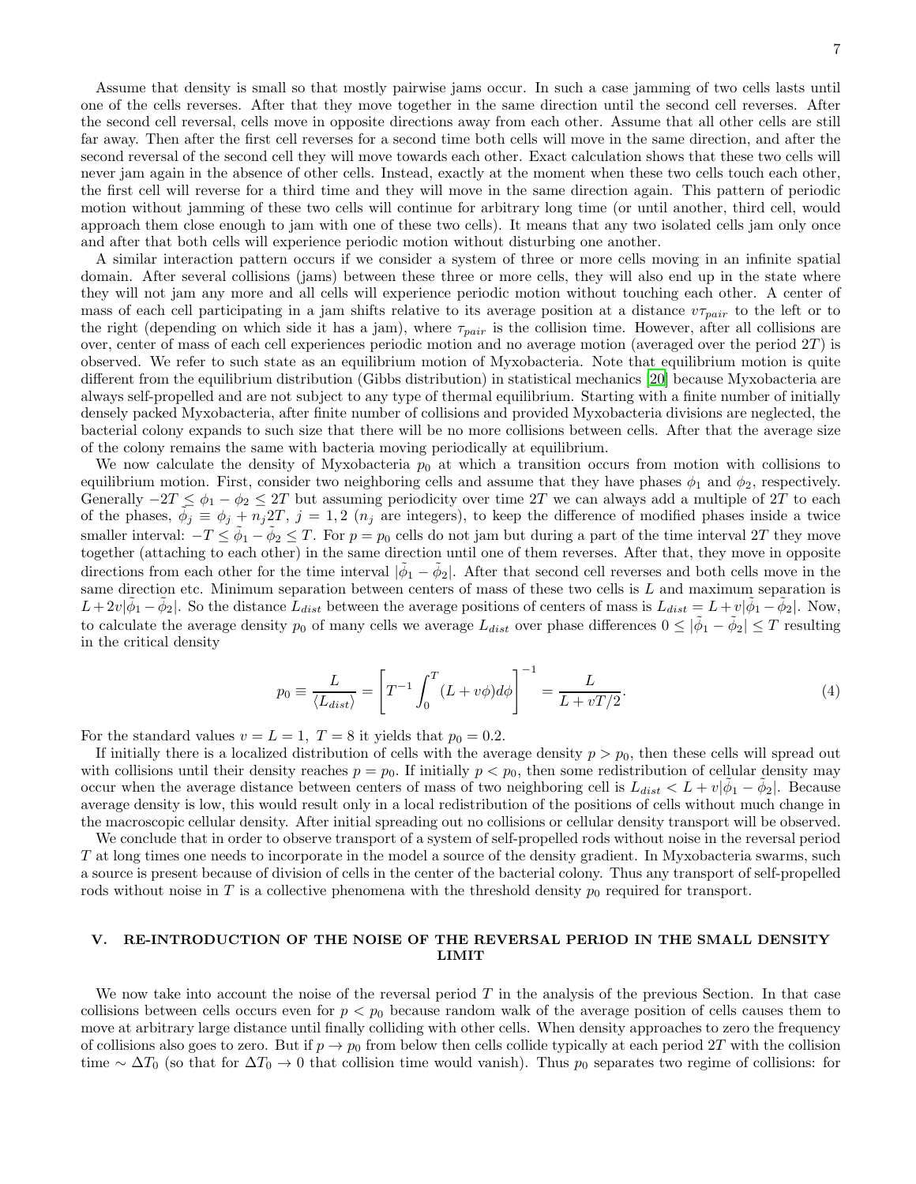Assume that density is small so that mostly pairwise jams occur. In such a case jamming of two cells lasts until one of the cells reverses. After that they move together in the same direction until the second cell reverses. After the second cell reversal, cells move in opposite directions away from each other. Assume that all other cells are still far away. Then after the first cell reverses for a second time both cells will move in the same direction, and after the second reversal of the second cell they will move towards each other. Exact calculation shows that these two cells will never jam again in the absence of other cells. Instead, exactly at the moment when these two cells touch each other, the first cell will reverse for a third time and they will move in the same direction again. This pattern of periodic motion without jamming of these two cells will continue for arbitrary long time (or until another, third cell, would approach them close enough to jam with one of these two cells). It means that any two isolated cells jam only once and after that both cells will experience periodic motion without disturbing one another.

A similar interaction pattern occurs if we consider a system of three or more cells moving in an infinite spatial domain. After several collisions (jams) between these three or more cells, they will also end up in the state where they will not jam any more and all cells will experience periodic motion without touching each other. A center of mass of each cell participating in a jam shifts relative to its average position at a distance $v\tau_{pair}$ to the left or to the right (depending on which side it has a jam), where $\tau_{pair}$ is the collision time. However, after all collisions are over, center of mass of each cell experiences periodic motion and no average motion (averaged over the period $2T$) is observed. We refer to such state as an equilibrium motion of Myxobacteria. Note that equilibrium motion is quite different from the equilibrium distribution (Gibbs distribution) in statistical mechanics [20] because Myxobacteria are always self-propelled and are not subject to any type of thermal equilibrium. Starting with a finite number of initially densely packed Myxobacteria, after finite number of collisions and provided Myxobacteria divisions are neglected, the bacterial colony expands to such size that there will be no more collisions between cells. After that the average size of the colony remains the same with bacteria moving periodically at equilibrium.

We now calculate the density of Myxobacteria $p_0$ at which a transition occurs from motion with collisions to equilibrium motion. First, consider two neighboring cells and assume that they have phases $\phi_1$ and $\phi_2$, respectively. Generally $-2T \leq \phi_1 - \phi_2 \leq 2T$ but assuming periodicity over time $2T$ we can always add a multiple of $2T$ to each of the phases, $\tilde{\phi}_j \equiv \phi_j + n_j 2T$, $j = 1, 2$ ($n_j$ are integers), to keep the difference of modified phases inside a twice smaller interval: $-T \leq \tilde{\phi}_1 - \tilde{\phi}_2 \leq T$. For $p = p_0$ cells do not jam but during a part of the time interval $2T$ they move together (attaching to each other) in the same direction until one of them reverses. After that, they move in opposite directions from each other for the time interval $|\tilde{\phi}_1 - \tilde{\phi}_2|$. After that second cell reverses and both cells move in the same direction etc. Minimum separation between centers of mass of these two cells is $L$ and maximum separation is $L + 2v|\tilde{\phi}_1 - \tilde{\phi}_2|$. So the distance $L_{dist}$ between the average positions of centers of mass is $L_{dist} = L + v|\tilde{\phi}_1 - \tilde{\phi}_2|$. Now, to calculate the average density $p_0$ of many cells we average $L_{dist}$ over phase differences $0 \leq |\tilde{\phi}_1 - \tilde{\phi}_2| \leq T$ resulting in the critical density

$$p_0 \equiv \frac{L}{\langle L_{dist} \rangle} = \left[ T^{-1} \int_0^T (L + v\phi) d\phi \right]^{-1} = \frac{L}{L + vT/2}. \tag{4}$$

For the standard values $v = L = 1$, $T = 8$ it yields that $p_0 = 0.2$.

If initially there is a localized distribution of cells with the average density $p > p_0$, then these cells will spread out with collisions until their density reaches $p = p_0$. If initially $p < p_0$, then some redistribution of cellular density may occur when the average distance between centers of mass of two neighboring cell is $L_{dist} < L + v|\tilde{\phi}_1 - \tilde{\phi}_2|$. Because average density is low, this would result only in a local redistribution of the positions of cells without much change in the macroscopic cellular density. After initial spreading out no collisions or cellular density transport will be observed.

We conclude that in order to observe transport of a system of self-propelled rods without noise in the reversal period $T$ at long times one needs to incorporate in the model a source of the density gradient. In Myxobacteria swarms, such a source is present because of division of cells in the center of the bacterial colony. Thus any transport of self-propelled rods without noise in $T$ is a collective phenomena with the threshold density $p_0$ required for transport.

## V. RE-INTRODUCTION OF THE NOISE OF THE REVERSAL PERIOD IN THE SMALL DENSITY LIMIT

We now take into account the noise of the reversal period $T$ in the analysis of the previous Section. In that case collisions between cells occurs even for $p < p_0$ because random walk of the average position of cells causes them to move at arbitrary large distance until finally colliding with other cells. When density approaches to zero the frequency of collisions also goes to zero. But if $p \to p_0$ from below then cells collide typically at each period $2T$ with the collision time $\sim \Delta T_0$ (so that for $\Delta T_0 \to 0$ that collision time would vanish). Thus $p_0$ separates two regime of collisions: for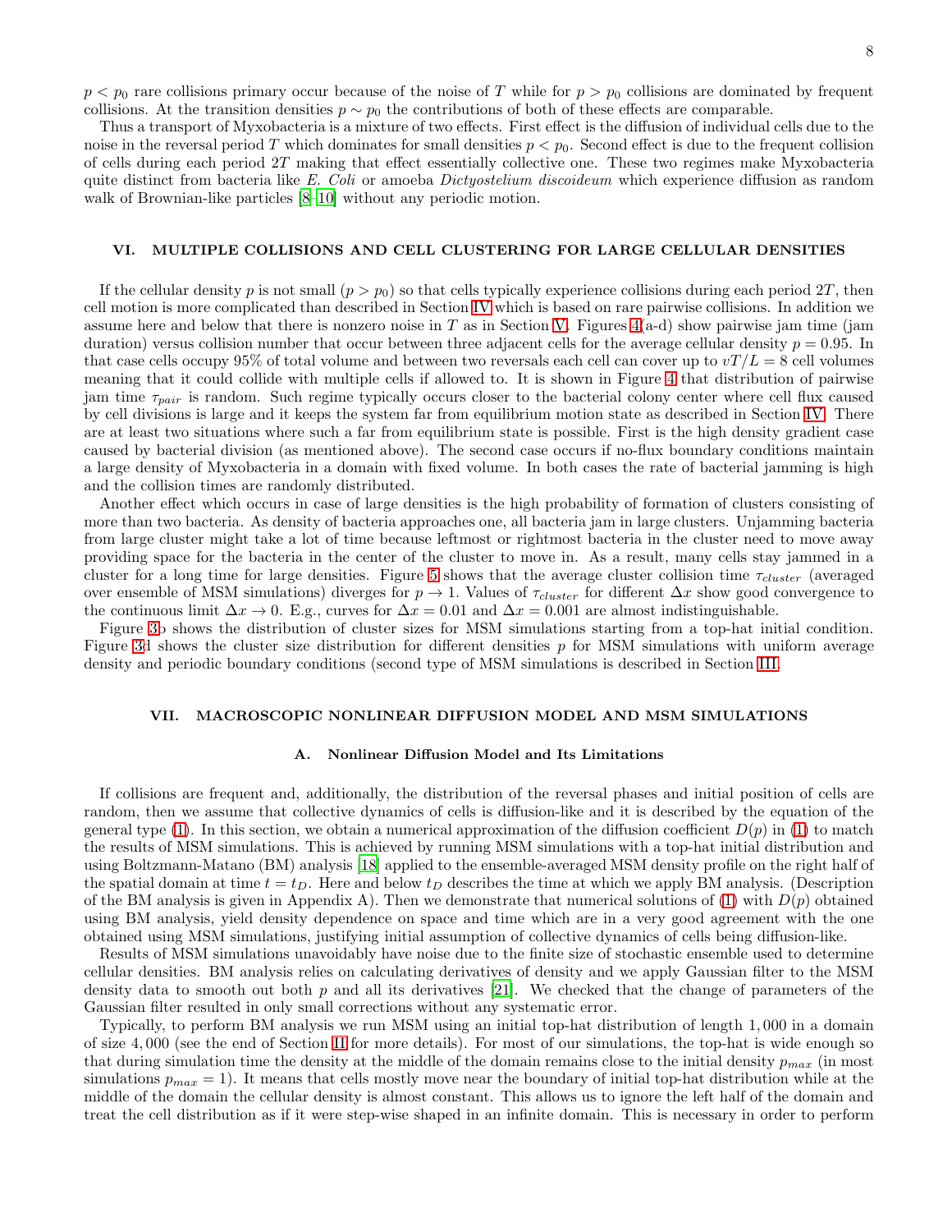$p < p_0$ rare collisions primary occur because of the noise of $T$ while for $p > p_0$ collisions are dominated by frequent collisions. At the transition densities $p \sim p_0$ the contributions of both of these effects are comparable.

Thus a transport of Myxobacteria is a mixture of two effects. First effect is the diffusion of individual cells due to the noise in the reversal period $T$ which dominates for small densities $p < p_0$. Second effect is due to the frequent collision of cells during each period $2T$ making that effect essentially collective one. These two regimes make Myxobacteria quite distinct from bacteria like *E. Coli* or amoeba *Dictyostelium discoideum* which experience diffusion as random walk of Brownian-like particles [8–10] without any periodic motion.

## VI. MULTIPLE COLLISIONS AND CELL CLUSTERING FOR LARGE CELLULAR DENSITIES

If the cellular density $p$ is not small ($p > p_0$) so that cells typically experience collisions during each period $2T$, then cell motion is more complicated than described in Section IV which is based on rare pairwise collisions. In addition we assume here and below that there is nonzero noise in $T$ as in Section V. Figures 4(a-d) show pairwise jam time (jam duration) versus collision number that occur between three adjacent cells for the average cellular density $p = 0.95$. In that case cells occupy 95% of total volume and between two reversals each cell can cover up to $vT/L = 8$ cell volumes meaning that it could collide with multiple cells if allowed to. It is shown in Figure 4 that distribution of pairwise jam time $\tau_{pair}$ is random. Such regime typically occurs closer to the bacterial colony center where cell flux caused by cell divisions is large and it keeps the system far from equilibrium motion state as described in Section IV. There are at least two situations where such a far from equilibrium state is possible. First is the high density gradient case caused by bacterial division (as mentioned above). The second case occurs if no-flux boundary conditions maintain a large density of Myxobacteria in a domain with fixed volume. In both cases the rate of bacterial jamming is high and the collision times are randomly distributed.

Another effect which occurs in case of large densities is the high probability of formation of clusters consisting of more than two bacteria. As density of bacteria approaches one, all bacteria jam in large clusters. Unjamming bacteria from large cluster might take a lot of time because leftmost or rightmost bacteria in the cluster need to move away providing space for the bacteria in the center of the cluster to move in. As a result, many cells stay jammed in a cluster for a long time for large densities. Figure 5 shows that the average cluster collision time $\tau_{cluster}$ (averaged over ensemble of MSM simulations) diverges for $p \to 1$. Values of $\tau_{cluster}$ for different $\Delta x$ show good convergence to the continuous limit $\Delta x \to 0$. E.g., curves for $\Delta x = 0.01$ and $\Delta x = 0.001$ are almost indistinguishable.

Figure 3b shows the distribution of cluster sizes for MSM simulations starting from a top-hat initial condition. Figure 3d shows the cluster size distribution for different densities $p$ for MSM simulations with uniform average density and periodic boundary conditions (second type of MSM simulations is described in Section III.

## VII. MACROSCOPIC NONLINEAR DIFFUSION MODEL AND MSM SIMULATIONS

### A. Nonlinear Diffusion Model and Its Limitations

If collisions are frequent and, additionally, the distribution of the reversal phases and initial position of cells are random, then we assume that collective dynamics of cells is diffusion-like and it is described by the equation of the general type (1). In this section, we obtain a numerical approximation of the diffusion coefficient $D(p)$ in (1) to match the results of MSM simulations. This is achieved by running MSM simulations with a top-hat initial distribution and using Boltzmann-Matano (BM) analysis [18] applied to the ensemble-averaged MSM density profile on the right half of the spatial domain at time $t = t_D$. Here and below $t_D$ describes the time at which we apply BM analysis. (Description of the BM analysis is given in Appendix A). Then we demonstrate that numerical solutions of (1) with $D(p)$ obtained using BM analysis, yield density dependence on space and time which are in a very good agreement with the one obtained using MSM simulations, justifying initial assumption of collective dynamics of cells being diffusion-like.

Results of MSM simulations unavoidably have noise due to the finite size of stochastic ensemble used to determine cellular densities. BM analysis relies on calculating derivatives of density and we apply Gaussian filter to the MSM density data to smooth out both $p$ and all its derivatives [21]. We checked that the change of parameters of the Gaussian filter resulted in only small corrections without any systematic error.

Typically, to perform BM analysis we run MSM using an initial top-hat distribution of length 1,000 in a domain of size 4,000 (see the end of Section II for more details). For most of our simulations, the top-hat is wide enough so that during simulation time the density at the middle of the domain remains close to the initial density $p_{max}$ (in most simulations $p_{max} = 1$). It means that cells mostly move near the boundary of initial top-hat distribution while at the middle of the domain the cellular density is almost constant. This allows us to ignore the left half of the domain and treat the cell distribution as if it were step-wise shaped in an infinite domain. This is necessary in order to perform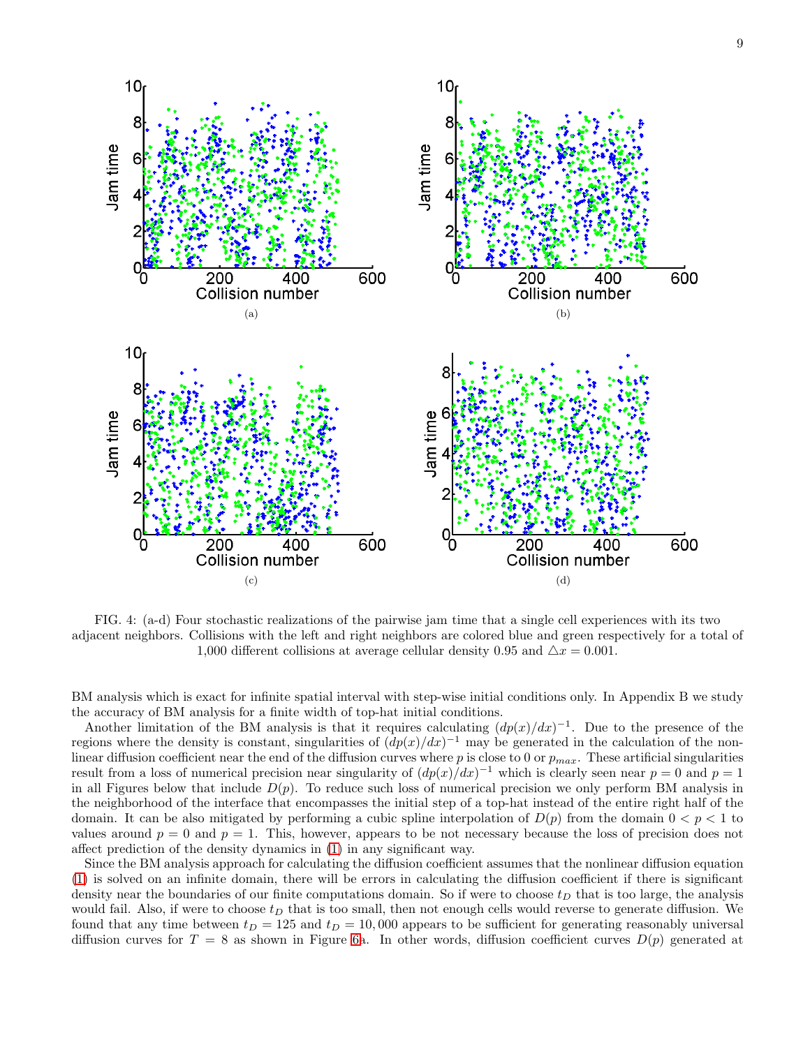FIG. 4: (a-d) Four stochastic realizations of the pairwise jam time that a single cell experiences with its two adjacent neighbors. Collisions with the left and right neighbors are colored blue and green respectively for a total of 1,000 different collisions at average cellular density 0.95 and $\triangle x = 0.001$.

BM analysis which is exact for infinite spatial interval with step-wise initial conditions only. In Appendix B we study the accuracy of BM analysis for a finite width of top-hat initial conditions.

Another limitation of the BM analysis is that it requires calculating $(dp(x)/dx)^{-1}$. Due to the presence of the regions where the density is constant, singularities of $(dp(x)/dx)^{-1}$ may be generated in the calculation of the nonlinear diffusion coefficient near the end of the diffusion curves where $p$ is close to 0 or $p_{max}$. These artificial singularities result from a loss of numerical precision near singularity of $(dp(x)/dx)^{-1}$ which is clearly seen near $p = 0$ and $p = 1$ in all Figures below that include $D(p)$. To reduce such loss of numerical precision we only perform BM analysis in the neighborhood of the interface that encompasses the initial step of a top-hat instead of the entire right half of the domain. It can be also mitigated by performing a cubic spline interpolation of $D(p)$ from the domain $0 < p < 1$ to values around $p = 0$ and $p = 1$. This, however, appears to be not necessary because the loss of precision does not affect prediction of the density dynamics in (1) in any significant way.

Since the BM analysis approach for calculating the diffusion coefficient assumes that the nonlinear diffusion equation (1) is solved on an infinite domain, there will be errors in calculating the diffusion coefficient if there is significant density near the boundaries of our finite computations domain. So if were to choose $t_D$ that is too large, the analysis would fail. Also, if were to choose $t_D$ that is too small, then not enough cells would reverse to generate diffusion. We found that any time between $t_D = 125$ and $t_D = 10,000$ appears to be sufficient for generating reasonably universal diffusion curves for $T = 8$ as shown in Figure 6a. In other words, diffusion coefficient curves $D(p)$ generated at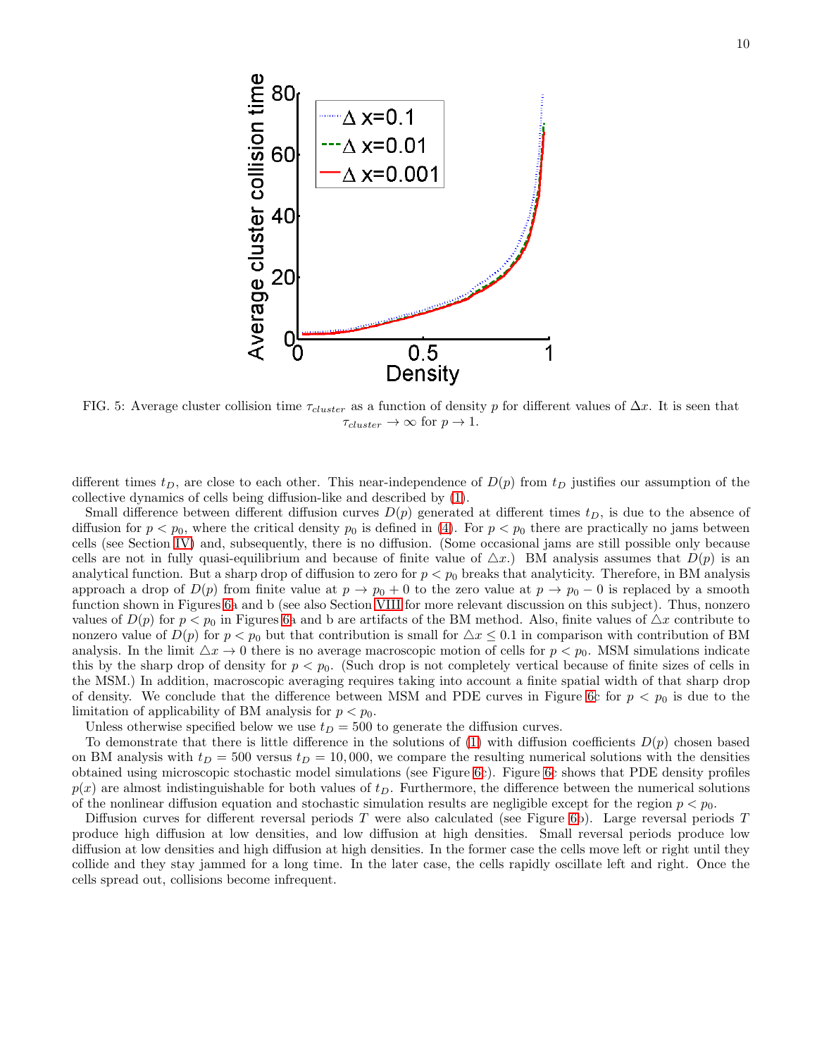FIG. 5: Average cluster collision time $\tau_{cluster}$ as a function of density $p$ for different values of $\Delta x$. It is seen that $\tau_{cluster} \to \infty$ for $p \to 1$.

different times $t_D$, are close to each other. This near-independence of $D(p)$ from $t_D$ justifies our assumption of the collective dynamics of cells being diffusion-like and described by (1).

Small difference between different diffusion curves $D(p)$ generated at different times $t_D$, is due to the absence of diffusion for $p < p_0$, where the critical density $p_0$ is defined in (4). For $p < p_0$ there are practically no jams between cells (see Section IV) and, subsequently, there is no diffusion. (Some occasional jams are still possible only because cells are not in fully quasi-equilibrium and because of finite value of $\triangle x$.) BM analysis assumes that $D(p)$ is an analytical function. But a sharp drop of diffusion to zero for $p < p_0$ breaks that analyticity. Therefore, in BM analysis approach a drop of $D(p)$ from finite value at $p \to p_0 + 0$ to the zero value at $p \to p_0 - 0$ is replaced by a smooth function shown in Figures 6a and b (see also Section VIII for more relevant discussion on this subject). Thus, nonzero values of $D(p)$ for $p < p_0$ in Figures 6a and b are artifacts of the BM method. Also, finite values of $\triangle x$ contribute to nonzero value of $D(p)$ for $p < p_0$ but that contribution is small for $\triangle x \leq 0.1$ in comparison with contribution of BM analysis. In the limit $\triangle x \to 0$ there is no average macroscopic motion of cells for $p < p_0$. MSM simulations indicate this by the sharp drop of density for $p < p_0$. (Such drop is not completely vertical because of finite sizes of cells in the MSM.) In addition, macroscopic averaging requires taking into account a finite spatial width of that sharp drop of density. We conclude that the difference between MSM and PDE curves in Figure 6c for $p < p_0$ is due to the limitation of applicability of BM analysis for $p < p_0$.

Unless otherwise specified below we use $t_D = 500$ to generate the diffusion curves.

To demonstrate that there is little difference in the solutions of (1) with diffusion coefficients $D(p)$ chosen based on BM analysis with $t_D = 500$ versus $t_D = 10,000$, we compare the resulting numerical solutions with the densities obtained using microscopic stochastic model simulations (see Figure 6c). Figure 6c shows that PDE density profiles $p(x)$ are almost indistinguishable for both values of $t_D$. Furthermore, the difference between the numerical solutions of the nonlinear diffusion equation and stochastic simulation results are negligible except for the region $p < p_0$.

Diffusion curves for different reversal periods $T$ were also calculated (see Figure 6b). Large reversal periods $T$ produce high diffusion at low densities, and low diffusion at high densities. Small reversal periods produce low diffusion at low densities and high diffusion at high densities. In the former case the cells move left or right until they collide and they stay jammed for a long time. In the later case, the cells rapidly oscillate left and right. Once the cells spread out, collisions become infrequent.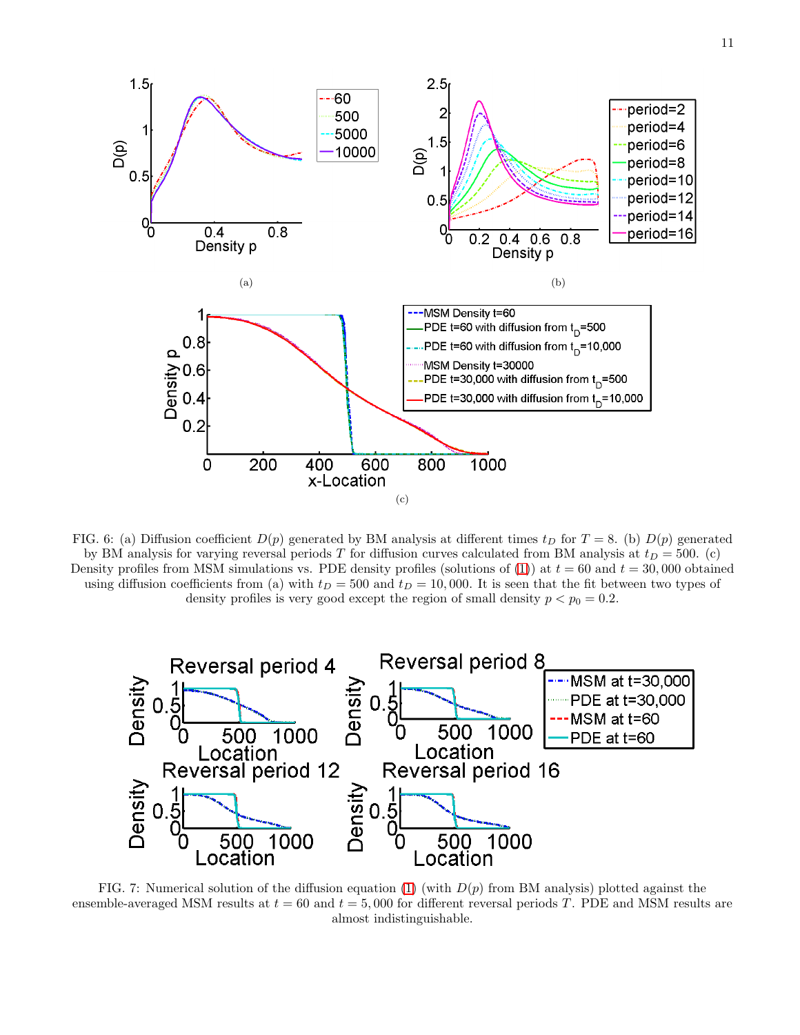FIG. 6: (a) Diffusion coefficient $D(p)$ generated by BM analysis at different times $t_D$ for $T = 8$. (b) $D(p)$ generated by BM analysis for varying reversal periods $T$ for diffusion curves calculated from BM analysis at $t_D = 500$. (c) Density profiles from MSM simulations vs. PDE density profiles (solutions of (1)) at $t = 60$ and $t = 30,000$ obtained using diffusion coefficients from (a) with $t_D = 500$ and $t_D = 10,000$. It is seen that the fit between two types of density profiles is very good except the region of small density $p < p_0 = 0.2$.

FIG. 7: Numerical solution of the diffusion equation (1) (with $D(p)$ from BM analysis) plotted against the ensemble-averaged MSM results at $t = 60$ and $t = 5,000$ for different reversal periods $T$. PDE and MSM results are almost indistinguishable.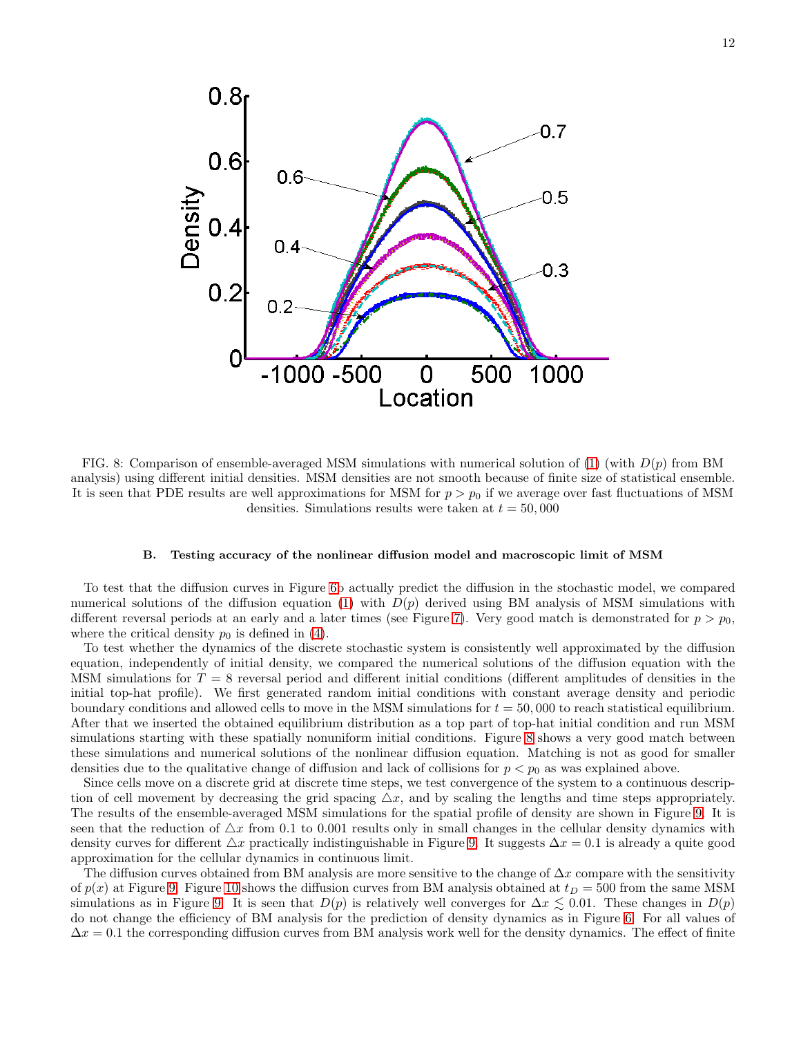FIG. 8: Comparison of ensemble-averaged MSM simulations with numerical solution of (1) (with $D(p)$ from BM analysis) using different initial densities. MSM densities are not smooth because of finite size of statistical ensemble. It is seen that PDE results are well approximations for MSM for $p > p_0$ if we average over fast fluctuations of MSM densities. Simulations results were taken at $t = 50,000$

### B. Testing accuracy of the nonlinear diffusion model and macroscopic limit of MSM

To test that the diffusion curves in Figure 6b actually predict the diffusion in the stochastic model, we compared numerical solutions of the diffusion equation (1) with $D(p)$ derived using BM analysis of MSM simulations with different reversal periods at an early and a later times (see Figure 7). Very good match is demonstrated for $p > p_0$, where the critical density $p_0$ is defined in (4).

To test whether the dynamics of the discrete stochastic system is consistently well approximated by the diffusion equation, independently of initial density, we compared the numerical solutions of the diffusion equation with the MSM simulations for $T = 8$ reversal period and different initial conditions (different amplitudes of densities in the initial top-hat profile). We first generated random initial conditions with constant average density and periodic boundary conditions and allowed cells to move in the MSM simulations for $t = 50,000$ to reach statistical equilibrium. After that we inserted the obtained equilibrium distribution as a top part of top-hat initial condition and run MSM simulations starting with these spatially nonuniform initial conditions. Figure 8 shows a very good match between these simulations and numerical solutions of the nonlinear diffusion equation. Matching is not as good for smaller densities due to the qualitative change of diffusion and lack of collisions for $p < p_0$ as was explained above.

Since cells move on a discrete grid at discrete time steps, we test convergence of the system to a continuous description of cell movement by decreasing the grid spacing $\triangle x$, and by scaling the lengths and time steps appropriately. The results of the ensemble-averaged MSM simulations for the spatial profile of density are shown in Figure 9. It is seen that the reduction of $\triangle x$ from 0.1 to 0.001 results only in small changes in the cellular density dynamics with density curves for different $\triangle x$ practically indistinguishable in Figure 9. It suggests $\Delta x = 0.1$ is already a quite good approximation for the cellular dynamics in continuous limit.

The diffusion curves obtained from BM analysis are more sensitive to the change of $\Delta x$ compare with the sensitivity of $p(x)$ at Figure 9. Figure 10 shows the diffusion curves from BM analysis obtained at $t_D = 500$ from the same MSM simulations as in Figure 9. It is seen that $D(p)$ is relatively well converges for $\Delta x \lesssim 0.01$. These changes in $D(p)$ do not change the efficiency of BM analysis for the prediction of density dynamics as in Figure 6. For all values of $\Delta x = 0.1$ the corresponding diffusion curves from BM analysis work well for the density dynamics. The effect of finite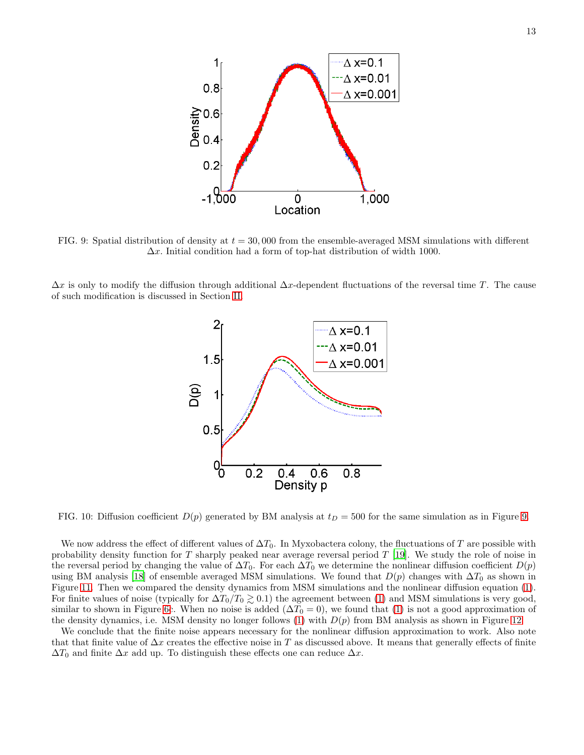FIG. 9: Spatial distribution of density at $t = 30,000$ from the ensemble-averaged MSM simulations with different $\Delta x$. Initial condition had a form of top-hat distribution of width 1000.

$\Delta x$ is only to modify the diffusion through additional $\Delta x$-dependent fluctuations of the reversal time $T$. The cause of such modification is discussed in Section II.

FIG. 10: Diffusion coefficient $D(p)$ generated by BM analysis at $t_D = 500$ for the same simulation as in Figure 9.

We now address the effect of different values of $\Delta T_0$. In Myxobactera colony, the fluctuations of $T$ are possible with probability density function for $T$ sharply peaked near average reversal period $T$ [19]. We study the role of noise in the reversal period by changing the value of $\Delta T_0$. For each $\Delta T_0$ we determine the nonlinear diffusion coefficient $D(p)$ using BM analysis [18] of ensemble averaged MSM simulations. We found that $D(p)$ changes with $\Delta T_0$ as shown in Figure 11. Then we compared the density dynamics from MSM simulations and the nonlinear diffusion equation (1). For finite values of noise (typically for $\Delta T_0/T_0 \gtrsim 0.1$) the agreement between (1) and MSM simulations is very good, similar to shown in Figure 6c. When no noise is added ($\Delta T_0 = 0$), we found that (1) is not a good approximation of the density dynamics, i.e. MSM density no longer follows (1) with $D(p)$ from BM analysis as shown in Figure 12.

We conclude that the finite noise appears necessary for the nonlinear diffusion approximation to work. Also note that that finite value of $\Delta x$ creates the effective noise in $T$ as discussed above. It means that generally effects of finite $\Delta T_0$ and finite $\Delta x$ add up. To distinguish these effects one can reduce $\Delta x$.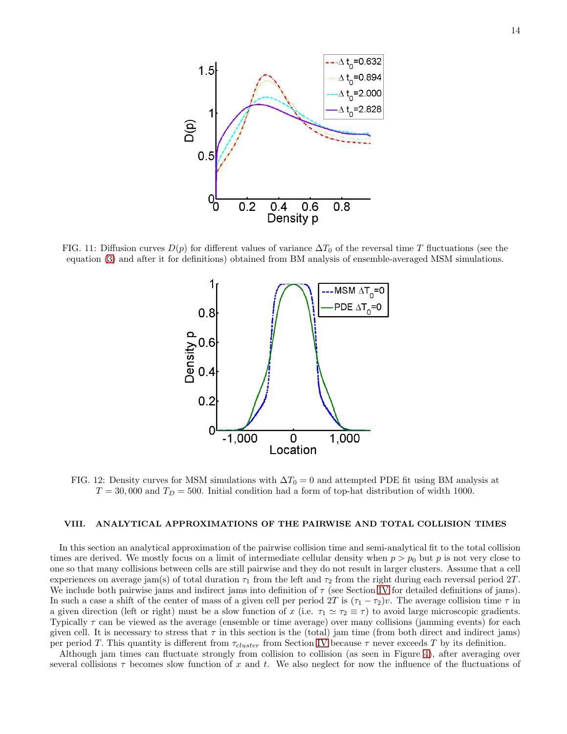FIG. 11: Diffusion curves $D(p)$ for different values of variance $\Delta T_0$ of the reversal time $T$ fluctuations (see the equation (3) and after it for definitions) obtained from BM analysis of ensemble-averaged MSM simulations.

FIG. 12: Density curves for MSM simulations with $\Delta T_0 = 0$ and attempted PDE fit using BM analysis at $T = 30,000$ and $T_D = 500$. Initial condition had a form of top-hat distribution of width 1000.

## VIII. ANALYTICAL APPROXIMATIONS OF THE PAIRWISE AND TOTAL COLLISION TIMES

In this section an analytical approximation of the pairwise collision time and semi-analytical fit to the total collision times are derived. We mostly focus on a limit of intermediate cellular density when $p > p_0$ but $p$ is not very close to one so that many collisions between cells are still pairwise and they do not result in larger clusters. Assume that a cell experiences on average jam(s) of total duration $\tau_1$ from the left and $\tau_2$ from the right during each reversal period $2T$. We include both pairwise jams and indirect jams into definition of $\tau$ (see Section IV for detailed definitions of jams). In such a case a shift of the center of mass of a given cell per period $2T$ is $(\tau_1 - \tau_2)v$. The average collision time $\tau$ in a given direction (left or right) must be a slow function of $x$ (i.e. $\tau_1 \simeq \tau_2 \equiv \tau$) to avoid large microscopic gradients. Typically $\tau$ can be viewed as the average (ensemble or time average) over many collisions (jamming events) for each given cell. It is necessary to stress that $\tau$ in this section is the (total) jam time (from both direct and indirect jams) per period $T$. This quantity is different from $\tau_{cluster}$ from Section IV because $\tau$ never exceeds $T$ by its definition.

Although jam times can fluctuate strongly from collision to collision (as seen in Figure 4), after averaging over several collisions $\tau$ becomes slow function of $x$ and $t$. We also neglect for now the influence of the fluctuations of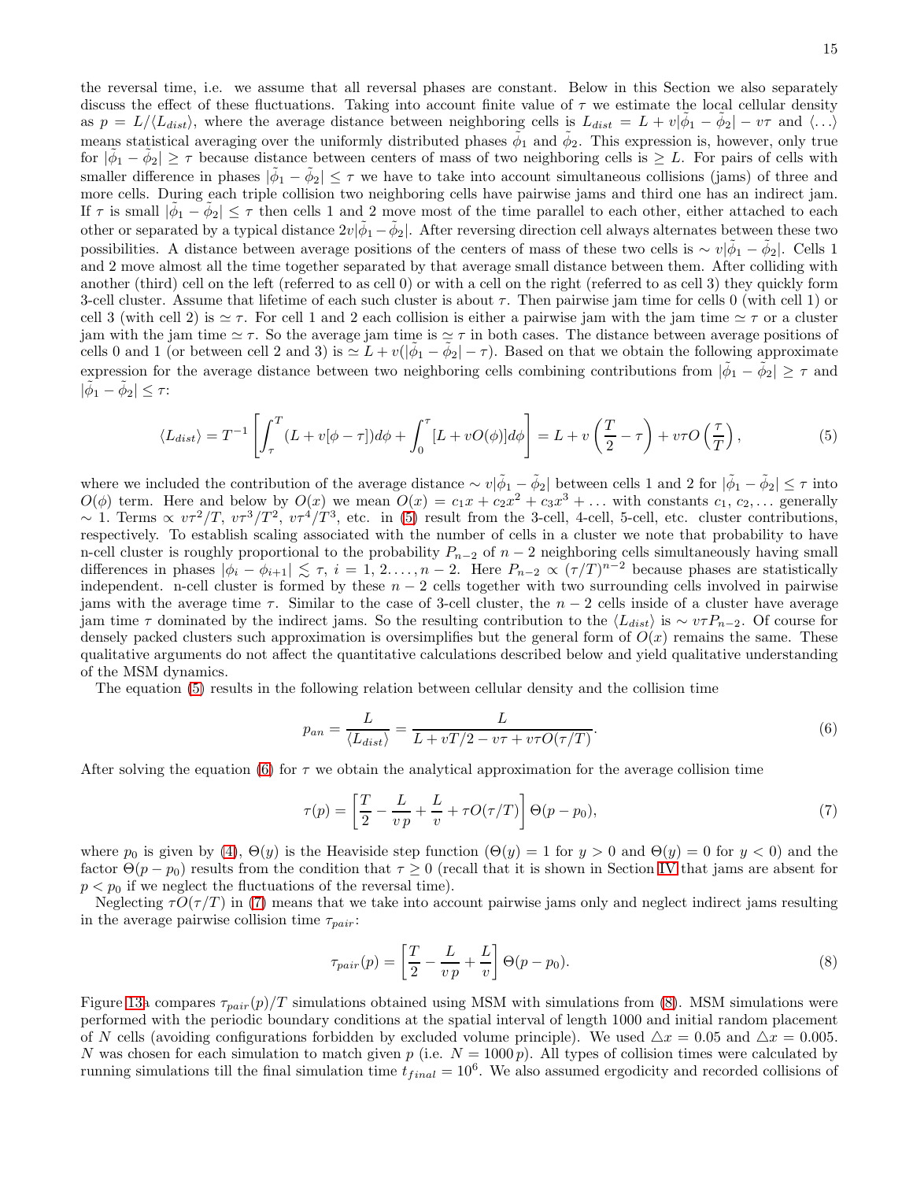the reversal time, i.e. we assume that all reversal phases are constant. Below in this Section we also separately discuss the effect of these fluctuations. Taking into account finite value of $\tau$ we estimate the local cellular density as $p = L/\langle L_{dist}\rangle$, where the average distance between neighboring cells is $L_{dist} = L + v|\tilde{\phi}_1 - \tilde{\phi}_2| - v\tau$ and $\langle \ldots \rangle$ means statistical averaging over the uniformly distributed phases $\tilde{\phi}_1$ and $\tilde{\phi}_2$. This expression is, however, only true for $|\tilde{\phi}_1 - \tilde{\phi}_2| \geq \tau$ because distance between centers of mass of two neighboring cells is $\geq L$. For pairs of cells with smaller difference in phases $|\tilde{\phi}_1 - \tilde{\phi}_2| \leq \tau$ we have to take into account simultaneous collisions (jams) of three and more cells. During each triple collision two neighboring cells have pairwise jams and third one has an indirect jam. If $\tau$ is small $|\tilde{\phi}_1 - \tilde{\phi}_2| \leq \tau$ then cells 1 and 2 move most of the time parallel to each other, either attached to each other or separated by a typical distance $2v|\tilde{\phi}_1 - \tilde{\phi}_2|$. After reversing direction cell always alternates between these two possibilities. A distance between average positions of the centers of mass of these two cells is $\sim v|\tilde{\phi}_1 - \tilde{\phi}_2|$. Cells 1 and 2 move almost all the time together separated by that average small distance between them. After colliding with another (third) cell on the left (referred to as cell 0) or with a cell on the right (referred to as cell 3) they quickly form 3-cell cluster. Assume that lifetime of each such cluster is about $\tau$. Then pairwise jam time for cells 0 (with cell 1) or cell 3 (with cell 2) is $\simeq \tau$. For cell 1 and 2 each collision is either a pairwise jam with the jam time $\simeq \tau$ or a cluster jam with the jam time $\simeq \tau$. So the average jam time is $\simeq \tau$ in both cases. The distance between average positions of cells 0 and 1 (or between cell 2 and 3) is $\simeq L + v(|\tilde{\phi}_1 - \tilde{\phi}_2| - \tau)$. Based on that we obtain the following approximate expression for the average distance between two neighboring cells combining contributions from $|\tilde{\phi}_1 - \tilde{\phi}_2| \geq \tau$ and $|\tilde{\phi}_1 - \tilde{\phi}_2| \leq \tau$:

$$
\langle L_{dist}\rangle = T^{-1}\left[\int_{\tau}^{T}(L + v[\phi - \tau])d\phi + \int_{0}^{\tau}[L + vO(\phi)]d\phi\right] = L + v\left(\frac{T}{2} - \tau\right) + v\tau O\left(\frac{\tau}{T}\right), \tag{5}
$$

where we included the contribution of the average distance $\sim v|\tilde{\phi}_1 - \tilde{\phi}_2|$ between cells 1 and 2 for $|\tilde{\phi}_1 - \tilde{\phi}_2| \leq \tau$ into $O(\phi)$ term. Here and below by $O(x)$ we mean $O(x) = c_1 x + c_2 x^2 + c_3 x^3 + \ldots$ with constants $c_1, c_2, \ldots$ generally $\sim 1$. Terms $\propto v\tau^2/T$, $v\tau^3/T^2$, $v\tau^4/T^3$, etc. in (5) result from the 3-cell, 4-cell, 5-cell, etc. cluster contributions, respectively. To establish scaling associated with the number of cells in a cluster we note that probability to have n-cell cluster is roughly proportional to the probability $P_{n-2}$ of $n-2$ neighboring cells simultaneously having small differences in phases $|\phi_i - \phi_{i+1}| \lesssim \tau$, $i = 1, 2 \ldots, n-2$. Here $P_{n-2} \propto (\tau/T)^{n-2}$ because phases are statistically independent. n-cell cluster is formed by these $n-2$ cells together with two surrounding cells involved in pairwise jams with the average time $\tau$. Similar to the case of 3-cell cluster, the $n-2$ cells inside of a cluster have average jam time $\tau$ dominated by the indirect jams. So the resulting contribution to the $\langle L_{dist}\rangle$ is $\sim v\tau P_{n-2}$. Of course for densely packed clusters such approximation is oversimplifies but the general form of $O(x)$ remains the same. These qualitative arguments do not affect the quantitative calculations described below and yield qualitative understanding of the MSM dynamics.

The equation (5) results in the following relation between cellular density and the collision time

$$
p_{an} = \frac{L}{\langle L_{dist}\rangle} = \frac{L}{L + vT/2 - v\tau + v\tau O(\tau/T)}. \tag{6}
$$

After solving the equation (6) for $\tau$ we obtain the analytical approximation for the average collision time

$$
\tau(p) = \left[\frac{T}{2} - \frac{L}{v\,p} + \frac{L}{v} + \tau O(\tau/T)\right]\Theta(p - p_0), \tag{7}
$$

where $p_0$ is given by (4), $\Theta(y)$ is the Heaviside step function ($\Theta(y) = 1$ for $y > 0$ and $\Theta(y) = 0$ for $y < 0$) and the factor $\Theta(p - p_0)$ results from the condition that $\tau \geq 0$ (recall that it is shown in Section IV that jams are absent for $p < p_0$ if we neglect the fluctuations of the reversal time).

Neglecting $\tau O(\tau/T)$ in (7) means that we take into account pairwise jams only and neglect indirect jams resulting in the average pairwise collision time $\tau_{pair}$:

$$
\tau_{pair}(p) = \left[\frac{T}{2} - \frac{L}{v\,p} + \frac{L}{v}\right]\Theta(p - p_0). \tag{8}
$$

Figure 13a compares $\tau_{pair}(p)/T$ simulations obtained using MSM with simulations from (8). MSM simulations were performed with the periodic boundary conditions at the spatial interval of length 1000 and initial random placement of $N$ cells (avoiding configurations forbidden by excluded volume principle). We used $\triangle x = 0.05$ and $\triangle x = 0.005$. $N$ was chosen for each simulation to match given $p$ (i.e. $N = 1000\,p$). All types of collision times were calculated by running simulations till the final simulation time $t_{final} = 10^6$. We also assumed ergodicity and recorded collisions of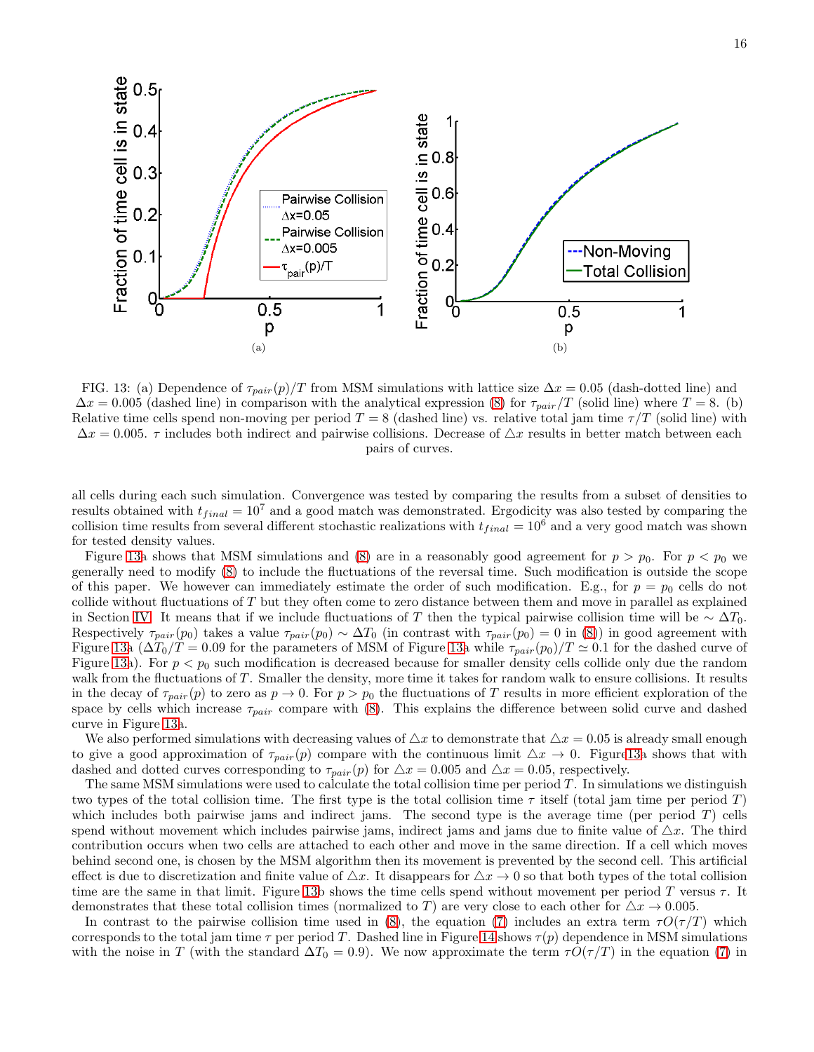FIG. 13: (a) Dependence of $\tau_{pair}(p)/T$ from MSM simulations with lattice size $\Delta x = 0.05$ (dash-dotted line) and $\Delta x = 0.005$ (dashed line) in comparison with the analytical expression (8) for $\tau_{pair}/T$ (solid line) where $T = 8$. (b) Relative time cells spend non-moving per period $T = 8$ (dashed line) vs. relative total jam time $\tau/T$ (solid line) with $\Delta x = 0.005$. $\tau$ includes both indirect and pairwise collisions. Decrease of $\triangle x$ results in better match between each pairs of curves.

all cells during each such simulation. Convergence was tested by comparing the results from a subset of densities to results obtained with $t_{final} = 10^7$ and a good match was demonstrated. Ergodicity was also tested by comparing the collision time results from several different stochastic realizations with $t_{final} = 10^6$ and a very good match was shown for tested density values.

Figure 13a shows that MSM simulations and (8) are in a reasonably good agreement for $p > p_0$. For $p < p_0$ we generally need to modify (8) to include the fluctuations of the reversal time. Such modification is outside the scope of this paper. We however can immediately estimate the order of such modification. E.g., for $p = p_0$ cells do not collide without fluctuations of $T$ but they often come to zero distance between them and move in parallel as explained in Section IV. It means that if we include fluctuations of $T$ then the typical pairwise collision time will be $\sim \Delta T_0$. Respectively $\tau_{pair}(p_0)$ takes a value $\tau_{pair}(p_0) \sim \Delta T_0$ (in contrast with $\tau_{pair}(p_0) = 0$ in (8)) in good agreement with Figure 13a ($\Delta T_0/T = 0.09$ for the parameters of MSM of Figure 13a while $\tau_{pair}(p_0)/T \simeq 0.1$ for the dashed curve of Figure 13a). For $p < p_0$ such modification is decreased because for smaller density cells collide only due the random walk from the fluctuations of $T$. Smaller the density, more time it takes for random walk to ensure collisions. It results in the decay of $\tau_{pair}(p)$ to zero as $p \to 0$. For $p > p_0$ the fluctuations of $T$ results in more efficient exploration of the space by cells which increase $\tau_{pair}$ compare with (8). This explains the difference between solid curve and dashed curve in Figure 13a.

We also performed simulations with decreasing values of $\triangle x$ to demonstrate that $\triangle x = 0.05$ is already small enough to give a good approximation of $\tau_{pair}(p)$ compare with the continuous limit $\triangle x \to 0$. Figure13a shows that with dashed and dotted curves corresponding to $\tau_{pair}(p)$ for $\triangle x = 0.005$ and $\triangle x = 0.05$, respectively.

The same MSM simulations were used to calculate the total collision time per period $T$. In simulations we distinguish two types of the total collision time. The first type is the total collision time $\tau$ itself (total jam time per period $T$) which includes both pairwise jams and indirect jams. The second type is the average time (per period $T$) cells spend without movement which includes pairwise jams, indirect jams and jams due to finite value of $\triangle x$. The third contribution occurs when two cells are attached to each other and move in the same direction. If a cell which moves behind second one, is chosen by the MSM algorithm then its movement is prevented by the second cell. This artificial effect is due to discretization and finite value of $\triangle x$. It disappears for $\triangle x \to 0$ so that both types of the total collision time are the same in that limit. Figure 13b shows the time cells spend without movement per period $T$ versus $\tau$. It demonstrates that these total collision times (normalized to $T$) are very close to each other for $\triangle x \to 0.005$.

In contrast to the pairwise collision time used in (8), the equation (7) includes an extra term $\tau O(\tau/T)$ which corresponds to the total jam time $\tau$ per period $T$. Dashed line in Figure 14 shows $\tau(p)$ dependence in MSM simulations with the noise in $T$ (with the standard $\Delta T_0 = 0.9$). We now approximate the term $\tau O(\tau/T)$ in the equation (7) in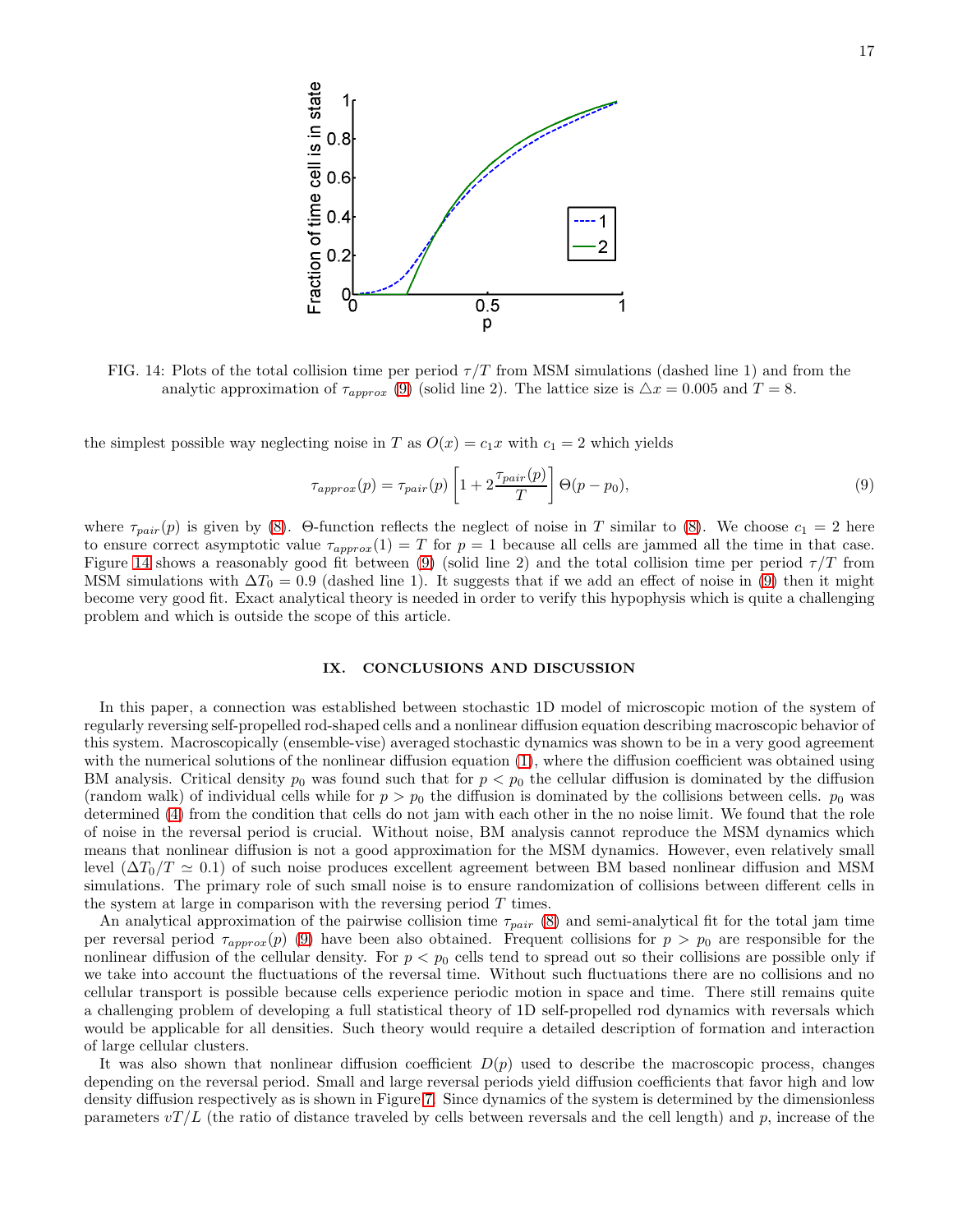FIG. 14: Plots of the total collision time per period $\tau/T$ from MSM simulations (dashed line 1) and from the analytic approximation of $\tau_{approx}$ (9) (solid line 2). The lattice size is $\triangle x = 0.005$ and $T = 8$.

the simplest possible way neglecting noise in $T$ as $O(x) = c_1 x$ with $c_1 = 2$ which yields

$$\tau_{approx}(p) = \tau_{pair}(p)\left[1 + 2\frac{\tau_{pair}(p)}{T}\right]\Theta(p - p_0), \tag{9}$$

where $\tau_{pair}(p)$ is given by (8). $\Theta$-function reflects the neglect of noise in $T$ similar to (8). We choose $c_1 = 2$ here to ensure correct asymptotic value $\tau_{approx}(1) = T$ for $p = 1$ because all cells are jammed all the time in that case. Figure 14 shows a reasonably good fit between (9) (solid line 2) and the total collision time per period $\tau/T$ from MSM simulations with $\Delta T_0 = 0.9$ (dashed line 1). It suggests that if we add an effect of noise in (9) then it might become very good fit. Exact analytical theory is needed in order to verify this hypophysis which is quite a challenging problem and which is outside the scope of this article.

## IX. CONCLUSIONS AND DISCUSSION

In this paper, a connection was established between stochastic 1D model of microscopic motion of the system of regularly reversing self-propelled rod-shaped cells and a nonlinear diffusion equation describing macroscopic behavior of this system. Macroscopically (ensemble-vise) averaged stochastic dynamics was shown to be in a very good agreement with the numerical solutions of the nonlinear diffusion equation (1), where the diffusion coefficient was obtained using BM analysis. Critical density $p_0$ was found such that for $p < p_0$ the cellular diffusion is dominated by the diffusion (random walk) of individual cells while for $p > p_0$ the diffusion is dominated by the collisions between cells. $p_0$ was determined (4) from the condition that cells do not jam with each other in the no noise limit. We found that the role of noise in the reversal period is crucial. Without noise, BM analysis cannot reproduce the MSM dynamics which means that nonlinear diffusion is not a good approximation for the MSM dynamics. However, even relatively small level ($\Delta T_0/T \simeq 0.1$) of such noise produces excellent agreement between BM based nonlinear diffusion and MSM simulations. The primary role of such small noise is to ensure randomization of collisions between different cells in the system at large in comparison with the reversing period $T$ times.

An analytical approximation of the pairwise collision time $\tau_{pair}$ (8) and semi-analytical fit for the total jam time per reversal period $\tau_{approx}(p)$ (9) have been also obtained. Frequent collisions for $p > p_0$ are responsible for the nonlinear diffusion of the cellular density. For $p < p_0$ cells tend to spread out so their collisions are possible only if we take into account the fluctuations of the reversal time. Without such fluctuations there are no collisions and no cellular transport is possible because cells experience periodic motion in space and time. There still remains quite a challenging problem of developing a full statistical theory of 1D self-propelled rod dynamics with reversals which would be applicable for all densities. Such theory would require a detailed description of formation and interaction of large cellular clusters.

It was also shown that nonlinear diffusion coefficient $D(p)$ used to describe the macroscopic process, changes depending on the reversal period. Small and large reversal periods yield diffusion coefficients that favor high and low density diffusion respectively as is shown in Figure 7. Since dynamics of the system is determined by the dimensionless parameters $vT/L$ (the ratio of distance traveled by cells between reversals and the cell length) and $p$, increase of the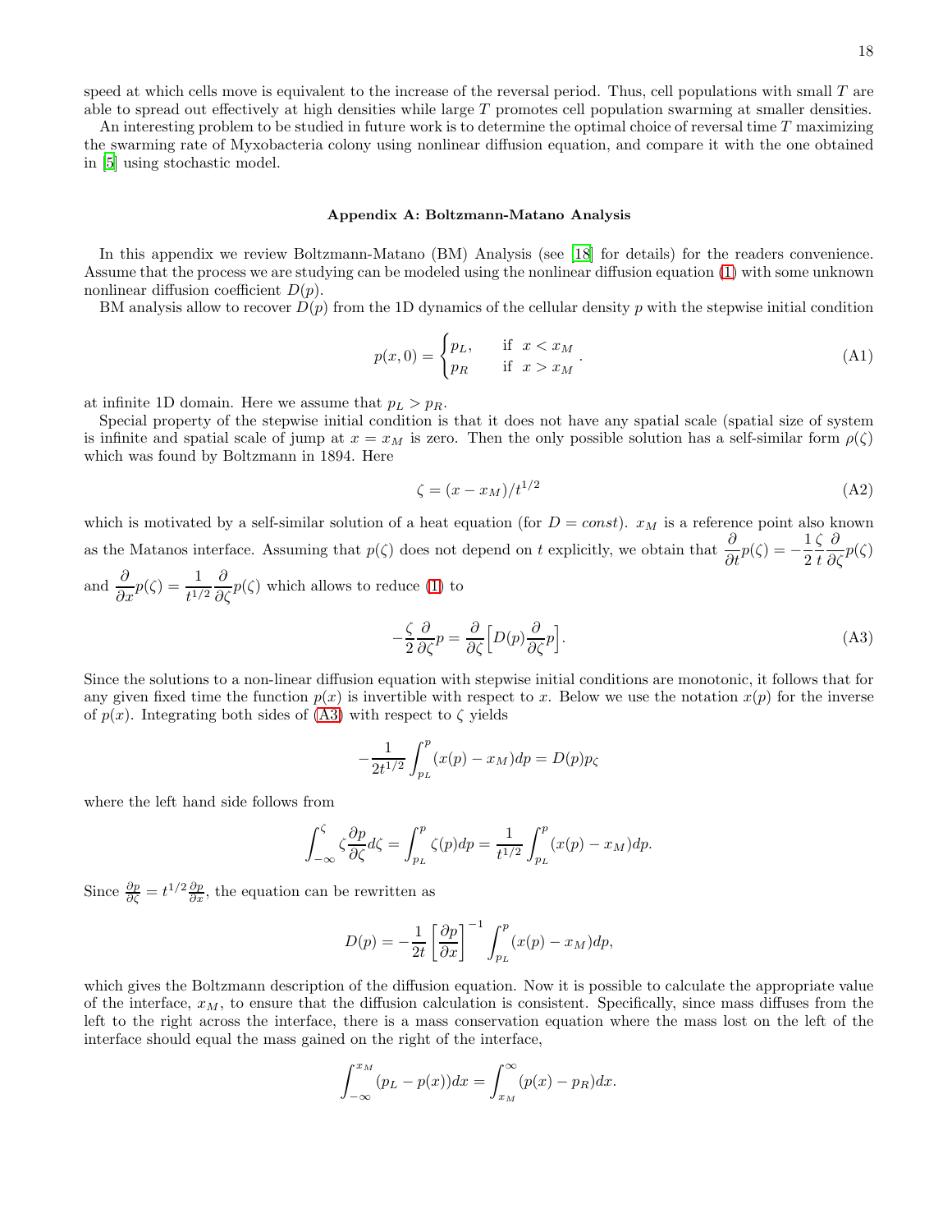speed at which cells move is equivalent to the increase of the reversal period. Thus, cell populations with small $T$ are able to spread out effectively at high densities while large $T$ promotes cell population swarming at smaller densities.

An interesting problem to be studied in future work is to determine the optimal choice of reversal time $T$ maximizing the swarming rate of Myxobacteria colony using nonlinear diffusion equation, and compare it with the one obtained in [5] using stochastic model.

## Appendix A: Boltzmann-Matano Analysis

In this appendix we review Boltzmann-Matano (BM) Analysis (see [18] for details) for the readers convenience. Assume that the process we are studying can be modeled using the nonlinear diffusion equation (1) with some unknown nonlinear diffusion coefficient $D(p)$.

BM analysis allow to recover $D(p)$ from the 1D dynamics of the cellular density $p$ with the stepwise initial condition

$$p(x,0) = \begin{cases} p_L, & \text{if } \ x < x_M \\ p_R & \text{if } \ x > x_M \end{cases}. \tag{A1}$$

at infinite 1D domain. Here we assume that $p_L > p_R$.

Special property of the stepwise initial condition is that it does not have any spatial scale (spatial size of system is infinite and spatial scale of jump at $x = x_M$ is zero. Then the only possible solution has a self-similar form $\rho(\zeta)$ which was found by Boltzmann in 1894. Here

$$\zeta = (x - x_M)/t^{1/2} \tag{A2}$$

which is motivated by a self-similar solution of a heat equation (for $D = const$). $x_M$ is a reference point also known as the Matanos interface. Assuming that $p(\zeta)$ does not depend on $t$ explicitly, we obtain that $\frac{\partial}{\partial t}p(\zeta) = -\frac{1}{2}\frac{\zeta}{t}\frac{\partial}{\partial \zeta}p(\zeta)$ and $\frac{\partial}{\partial x}p(\zeta) = \frac{1}{t^{1/2}}\frac{\partial}{\partial \zeta}p(\zeta)$ which allows to reduce (1) to

$$-\frac{\zeta}{2}\frac{\partial}{\partial \zeta}p = \frac{\partial}{\partial \zeta}\Big[D(p)\frac{\partial}{\partial \zeta}p\Big]. \tag{A3}$$

Since the solutions to a non-linear diffusion equation with stepwise initial conditions are monotonic, it follows that for any given fixed time the function $p(x)$ is invertible with respect to $x$. Below we use the notation $x(p)$ for the inverse of $p(x)$. Integrating both sides of (A3) with respect to $\zeta$ yields

$$-\frac{1}{2t^{1/2}}\int_{p_L}^{p}(x(p) - x_M)dp = D(p)p_\zeta$$

where the left hand side follows from

$$\int_{-\infty}^{\zeta}\zeta\frac{\partial p}{\partial \zeta}d\zeta = \int_{p_L}^{p}\zeta(p)dp = \frac{1}{t^{1/2}}\int_{p_L}^{p}(x(p) - x_M)dp.$$

Since $\frac{\partial p}{\partial \zeta} = t^{1/2}\frac{\partial p}{\partial x}$, the equation can be rewritten as

$$D(p) = -\frac{1}{2t}\left[\frac{\partial p}{\partial x}\right]^{-1}\int_{p_L}^{p}(x(p) - x_M)dp,$$

which gives the Boltzmann description of the diffusion equation. Now it is possible to calculate the appropriate value of the interface, $x_M$, to ensure that the diffusion calculation is consistent. Specifically, since mass diffuses from the left to the right across the interface, there is a mass conservation equation where the mass lost on the left of the interface should equal the mass gained on the right of the interface,

$$\int_{-\infty}^{x_M}(p_L - p(x))dx = \int_{x_M}^{\infty}(p(x) - p_R)dx.$$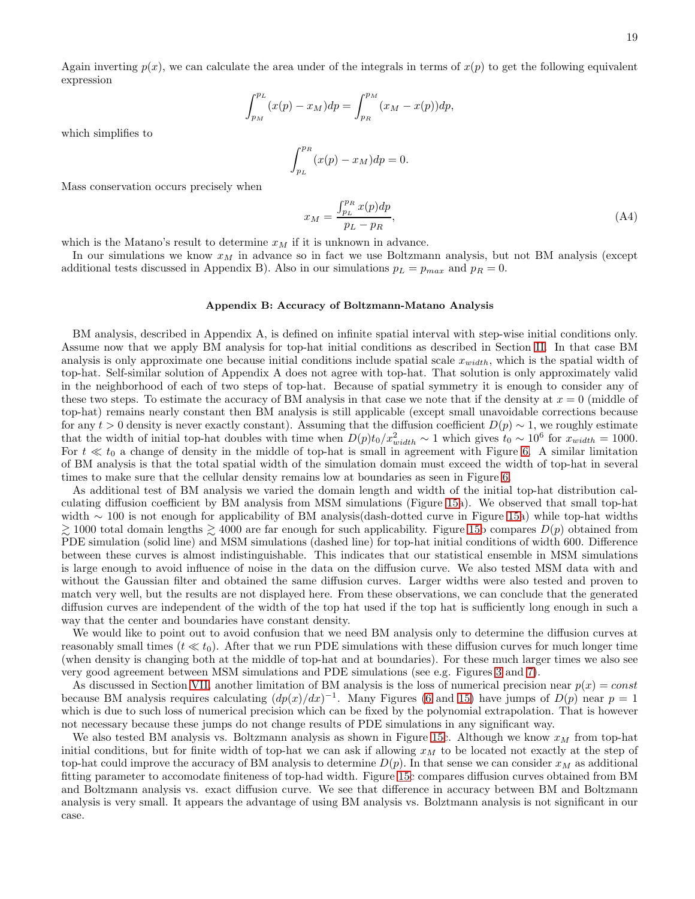Again inverting $p(x)$, we can calculate the area under of the integrals in terms of $x(p)$ to get the following equivalent expression

$$\int_{p_M}^{p_L} (x(p) - x_M)dp = \int_{p_R}^{p_M} (x_M - x(p))dp,$$

which simplifies to

$$\int_{p_L}^{p_R} (x(p) - x_M)dp = 0.$$

Mass conservation occurs precisely when

$$x_M = \frac{\int_{p_L}^{p_R} x(p)dp}{p_L - p_R}, \tag{A4}$$

which is the Matano's result to determine $x_M$ if it is unknown in advance.

In our simulations we know $x_M$ in advance so in fact we use Boltzmann analysis, but not BM analysis (except additional tests discussed in Appendix B). Also in our simulations $p_L = p_{max}$ and $p_R = 0$.

## Appendix B: Accuracy of Boltzmann-Matano Analysis

BM analysis, described in Appendix A, is defined on infinite spatial interval with step-wise initial conditions only. Assume now that we apply BM analysis for top-hat initial conditions as described in Section II. In that case BM analysis is only approximate one because initial conditions include spatial scale $x_{width}$, which is the spatial width of top-hat. Self-similar solution of Appendix A does not agree with top-hat. That solution is only approximately valid in the neighborhood of each of two steps of top-hat. Because of spatial symmetry it is enough to consider any of these two steps. To estimate the accuracy of BM analysis in that case we note that if the density at $x = 0$ (middle of top-hat) remains nearly constant then BM analysis is still applicable (except small unavoidable corrections because for any $t > 0$ density is never exactly constant). Assuming that the diffusion coefficient $D(p) \sim 1$, we roughly estimate that the width of initial top-hat doubles with time when $D(p)t_0/x_{width}^2 \sim 1$ which gives $t_0 \sim 10^6$ for $x_{width} = 1000$. For $t \ll t_0$ a change of density in the middle of top-hat is small in agreement with Figure 6. A similar limitation of BM analysis is that the total spatial width of the simulation domain must exceed the width of top-hat in several times to make sure that the cellular density remains low at boundaries as seen in Figure 6.

As additional test of BM analysis we varied the domain length and width of the initial top-hat distribution calculating diffusion coefficient by BM analysis from MSM simulations (Figure 15a). We observed that small top-hat width $\sim 100$ is not enough for applicability of BM analysis(dash-dotted curve in Figure 15a) while top-hat widths $\gtrsim 1000$ total domain lengths $\gtrsim 4000$ are far enough for such applicability. Figure 15b compares $D(p)$ obtained from PDE simulation (solid line) and MSM simulations (dashed line) for top-hat initial conditions of width 600. Difference between these curves is almost indistinguishable. This indicates that our statistical ensemble in MSM simulations is large enough to avoid influence of noise in the data on the diffusion curve. We also tested MSM data with and without the Gaussian filter and obtained the same diffusion curves. Larger widths were also tested and proven to match very well, but the results are not displayed here. From these observations, we can conclude that the generated diffusion curves are independent of the width of the top hat used if the top hat is sufficiently long enough in such a way that the center and boundaries have constant density.

We would like to point out to avoid confusion that we need BM analysis only to determine the diffusion curves at reasonably small times ($t \ll t_0$). After that we run PDE simulations with these diffusion curves for much longer time (when density is changing both at the middle of top-hat and at boundaries). For these much larger times we also see very good agreement between MSM simulations and PDE simulations (see e.g. Figures 3 and 7).

As discussed in Section VII, another limitation of BM analysis is the loss of numerical precision near $p(x) = const$ because BM analysis requires calculating $(dp(x)/dx)^{-1}$. Many Figures (6 and 15) have jumps of $D(p)$ near $p = 1$ which is due to such loss of numerical precision which can be fixed by the polynomial extrapolation. That is however not necessary because these jumps do not change results of PDE simulations in any significant way.

We also tested BM analysis vs. Boltzmann analysis as shown in Figure 15c. Although we know $x_M$ from top-hat initial conditions, but for finite width of top-hat we can ask if allowing $x_M$ to be located not exactly at the step of top-hat could improve the accuracy of BM analysis to determine $D(p)$. In that sense we can consider $x_M$ as additional fitting parameter to accomodate finiteness of top-had width. Figure 15c compares diffusion curves obtained from BM and Boltzmann analysis vs. exact diffusion curve. We see that difference in accuracy between BM and Boltzmann analysis is very small. It appears the advantage of using BM analysis vs. Bolztmann analysis is not significant in our case.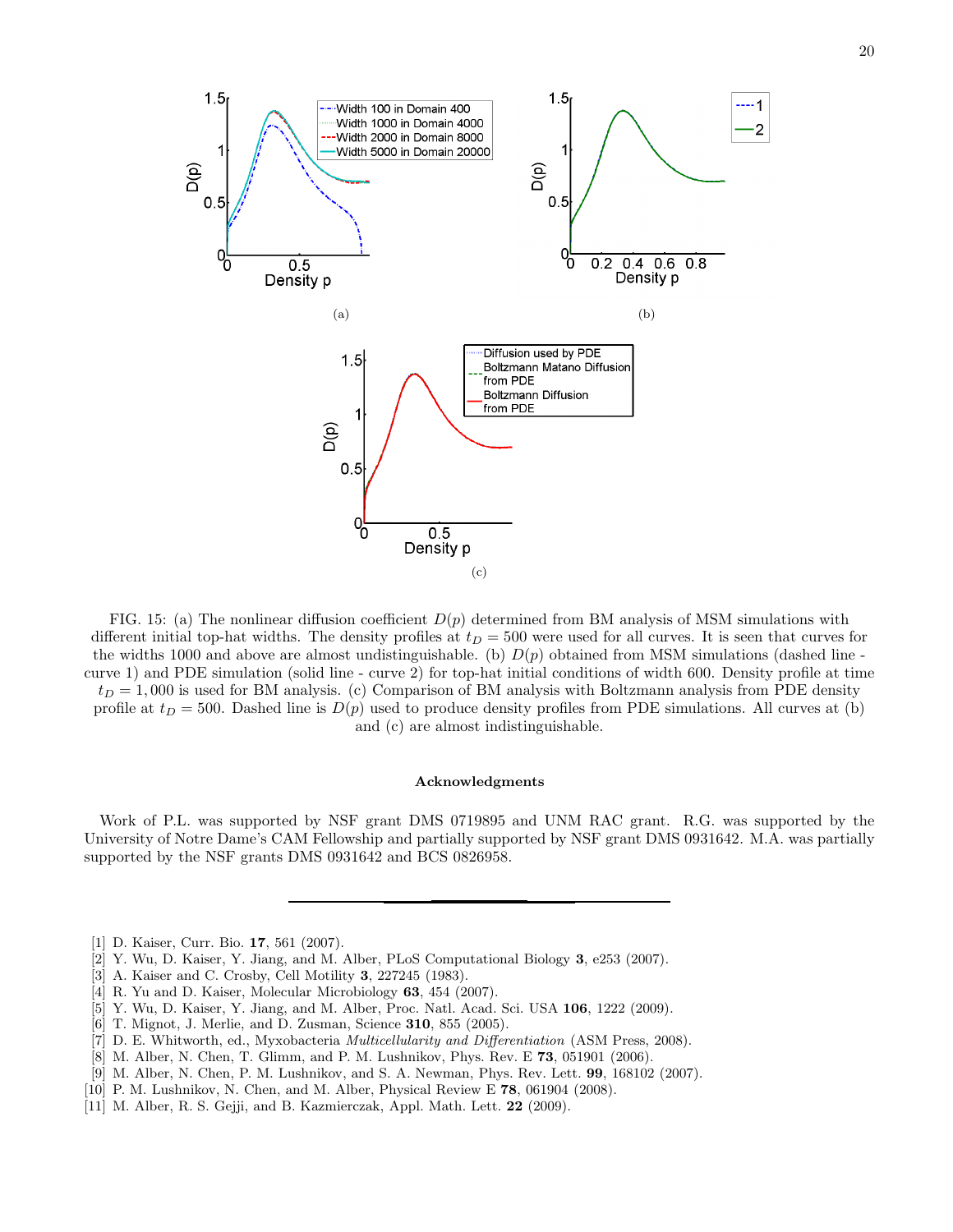(a)

(b)

(c)

FIG. 15: (a) The nonlinear diffusion coefficient $D(p)$ determined from BM analysis of MSM simulations with different initial top-hat widths. The density profiles at $t_D = 500$ were used for all curves. It is seen that curves for the widths 1000 and above are almost undistinguishable. (b) $D(p)$ obtained from MSM simulations (dashed line - curve 1) and PDE simulation (solid line - curve 2) for top-hat initial conditions of width 600. Density profile at time $t_D = 1,000$ is used for BM analysis. (c) Comparison of BM analysis with Boltzmann analysis from PDE density profile at $t_D = 500$. Dashed line is $D(p)$ used to produce density profiles from PDE simulations. All curves at (b) and (c) are almost indistinguishable.

### Acknowledgments

Work of P.L. was supported by NSF grant DMS 0719895 and UNM RAC grant. R.G. was supported by the University of Notre Dame's CAM Fellowship and partially supported by NSF grant DMS 0931642. M.A. was partially supported by the NSF grants DMS 0931642 and BCS 0826958.

---

[1] D. Kaiser, Curr. Bio. **17**, 561 (2007).
[2] Y. Wu, D. Kaiser, Y. Jiang, and M. Alber, PLoS Computational Biology **3**, e253 (2007).
[3] A. Kaiser and C. Crosby, Cell Motility **3**, 227245 (1983).
[4] R. Yu and D. Kaiser, Molecular Microbiology **63**, 454 (2007).
[5] Y. Wu, D. Kaiser, Y. Jiang, and M. Alber, Proc. Natl. Acad. Sci. USA **106**, 1222 (2009).
[6] T. Mignot, J. Merlie, and D. Zusman, Science **310**, 855 (2005).
[7] D. E. Whitworth, ed., Myxobacteria *Multicellularity and Differentiation* (ASM Press, 2008).
[8] M. Alber, N. Chen, T. Glimm, and P. M. Lushnikov, Phys. Rev. E **73**, 051901 (2006).
[9] M. Alber, N. Chen, P. M. Lushnikov, and S. A. Newman, Phys. Rev. Lett. **99**, 168102 (2007).
[10] P. M. Lushnikov, N. Chen, and M. Alber, Physical Review E **78**, 061904 (2008).
[11] M. Alber, R. S. Gejji, and B. Kazmierczak, Appl. Math. Lett. **22** (2009).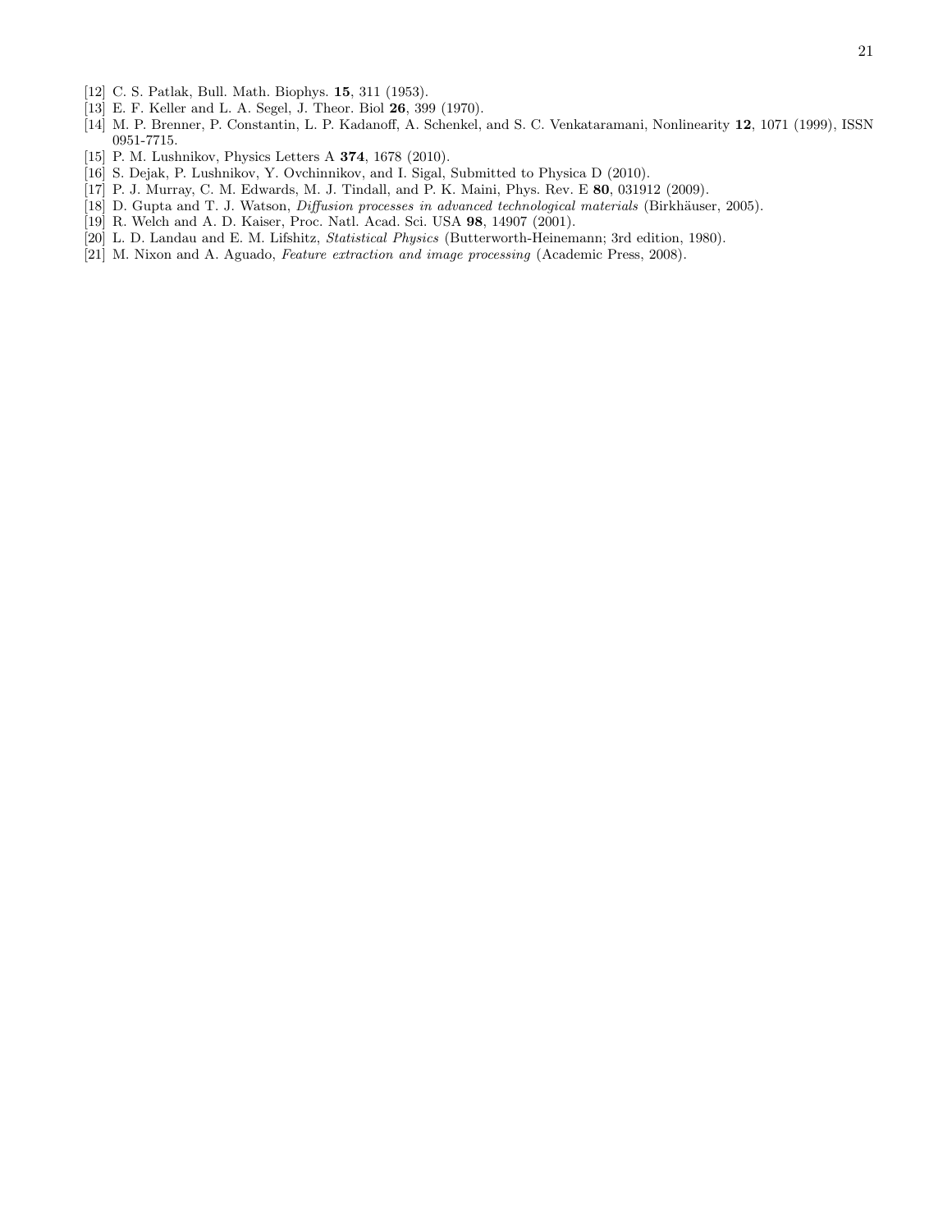[12] C. S. Patlak, Bull. Math. Biophys. **15**, 311 (1953).
[13] E. F. Keller and L. A. Segel, J. Theor. Biol **26**, 399 (1970).
[14] M. P. Brenner, P. Constantin, L. P. Kadanoff, A. Schenkel, and S. C. Venkataramani, Nonlinearity **12**, 1071 (1999), ISSN 0951-7715.
[15] P. M. Lushnikov, Physics Letters A **374**, 1678 (2010).
[16] S. Dejak, P. Lushnikov, Y. Ovchinnikov, and I. Sigal, Submitted to Physica D (2010).
[17] P. J. Murray, C. M. Edwards, M. J. Tindall, and P. K. Maini, Phys. Rev. E **80**, 031912 (2009).
[18] D. Gupta and T. J. Watson, *Diffusion processes in advanced technological materials* (Birkhäuser, 2005).
[19] R. Welch and A. D. Kaiser, Proc. Natl. Acad. Sci. USA **98**, 14907 (2001).
[20] L. D. Landau and E. M. Lifshitz, *Statistical Physics* (Butterworth-Heinemann; 3rd edition, 1980).
[21] M. Nixon and A. Aguado, *Feature extraction and image processing* (Academic Press, 2008).